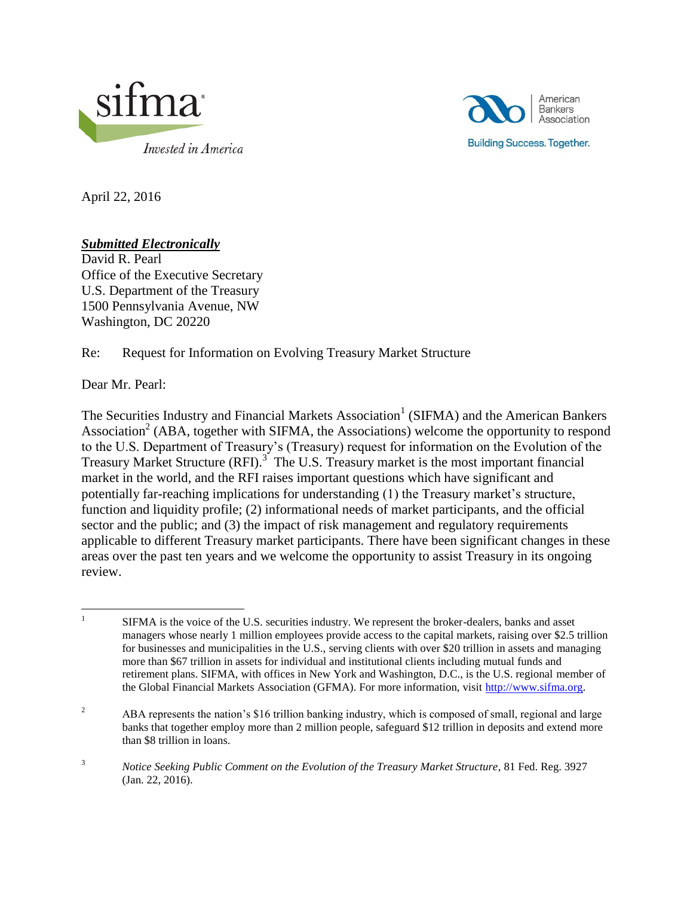April 22, 2016

***Submitted Electronically***
David R. Pearl
Office of the Executive Secretary
U.S. Department of the Treasury
1500 Pennsylvania Avenue, NW
Washington, DC 20220

Re: Request for Information on Evolving Treasury Market Structure

Dear Mr. Pearl:

The Securities Industry and Financial Markets Association[1] (SIFMA) and the American Bankers Association[2] (ABA, together with SIFMA, the Associations) welcome the opportunity to respond to the U.S. Department of Treasury's (Treasury) request for information on the Evolution of the Treasury Market Structure (RFI).[3] The U.S. Treasury market is the most important financial market in the world, and the RFI raises important questions which have significant and potentially far-reaching implications for understanding (1) the Treasury market's structure, function and liquidity profile; (2) informational needs of market participants, and the official sector and the public; and (3) the impact of risk management and regulatory requirements applicable to different Treasury market participants. There have been significant changes in these areas over the past ten years and we welcome the opportunity to assist Treasury in its ongoing review.

---

[1] SIFMA is the voice of the U.S. securities industry. We represent the broker-dealers, banks and asset managers whose nearly 1 million employees provide access to the capital markets, raising over $2.5 trillion for businesses and municipalities in the U.S., serving clients with over $20 trillion in assets and managing more than $67 trillion in assets for individual and institutional clients including mutual funds and retirement plans. SIFMA, with offices in New York and Washington, D.C., is the U.S. regional member of the Global Financial Markets Association (GFMA). For more information, visit http://www.sifma.org.

[2] ABA represents the nation's $16 trillion banking industry, which is composed of small, regional and large banks that together employ more than 2 million people, safeguard $12 trillion in deposits and extend more than $8 trillion in loans.

[3] *Notice Seeking Public Comment on the Evolution of the Treasury Market Structure*, 81 Fed. Reg. 3927 (Jan. 22, 2016).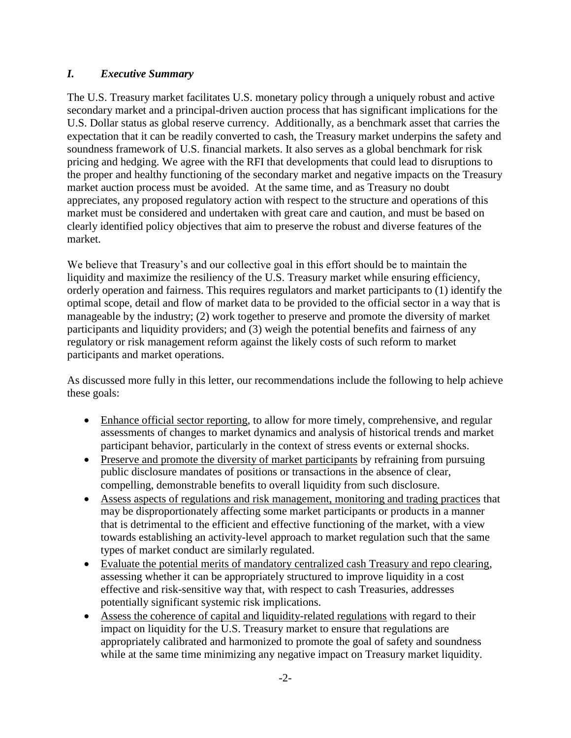## *I. Executive Summary*

The U.S. Treasury market facilitates U.S. monetary policy through a uniquely robust and active secondary market and a principal-driven auction process that has significant implications for the U.S. Dollar status as global reserve currency. Additionally, as a benchmark asset that carries the expectation that it can be readily converted to cash, the Treasury market underpins the safety and soundness framework of U.S. financial markets. It also serves as a global benchmark for risk pricing and hedging. We agree with the RFI that developments that could lead to disruptions to the proper and healthy functioning of the secondary market and negative impacts on the Treasury market auction process must be avoided. At the same time, and as Treasury no doubt appreciates, any proposed regulatory action with respect to the structure and operations of this market must be considered and undertaken with great care and caution, and must be based on clearly identified policy objectives that aim to preserve the robust and diverse features of the market.

We believe that Treasury's and our collective goal in this effort should be to maintain the liquidity and maximize the resiliency of the U.S. Treasury market while ensuring efficiency, orderly operation and fairness. This requires regulators and market participants to (1) identify the optimal scope, detail and flow of market data to be provided to the official sector in a way that is manageable by the industry; (2) work together to preserve and promote the diversity of market participants and liquidity providers; and (3) weigh the potential benefits and fairness of any regulatory or risk management reform against the likely costs of such reform to market participants and market operations.

As discussed more fully in this letter, our recommendations include the following to help achieve these goals:

- <u>Enhance official sector reporting</u>, to allow for more timely, comprehensive, and regular assessments of changes to market dynamics and analysis of historical trends and market participant behavior, particularly in the context of stress events or external shocks.
- <u>Preserve and promote the diversity of market participants</u> by refraining from pursuing public disclosure mandates of positions or transactions in the absence of clear, compelling, demonstrable benefits to overall liquidity from such disclosure.
- <u>Assess aspects of regulations and risk management, monitoring and trading practices</u> that may be disproportionately affecting some market participants or products in a manner that is detrimental to the efficient and effective functioning of the market, with a view towards establishing an activity-level approach to market regulation such that the same types of market conduct are similarly regulated.
- <u>Evaluate the potential merits of mandatory centralized cash Treasury and repo clearing</u>, assessing whether it can be appropriately structured to improve liquidity in a cost effective and risk-sensitive way that, with respect to cash Treasuries, addresses potentially significant systemic risk implications.
- <u>Assess the coherence of capital and liquidity-related regulations</u> with regard to their impact on liquidity for the U.S. Treasury market to ensure that regulations are appropriately calibrated and harmonized to promote the goal of safety and soundness while at the same time minimizing any negative impact on Treasury market liquidity.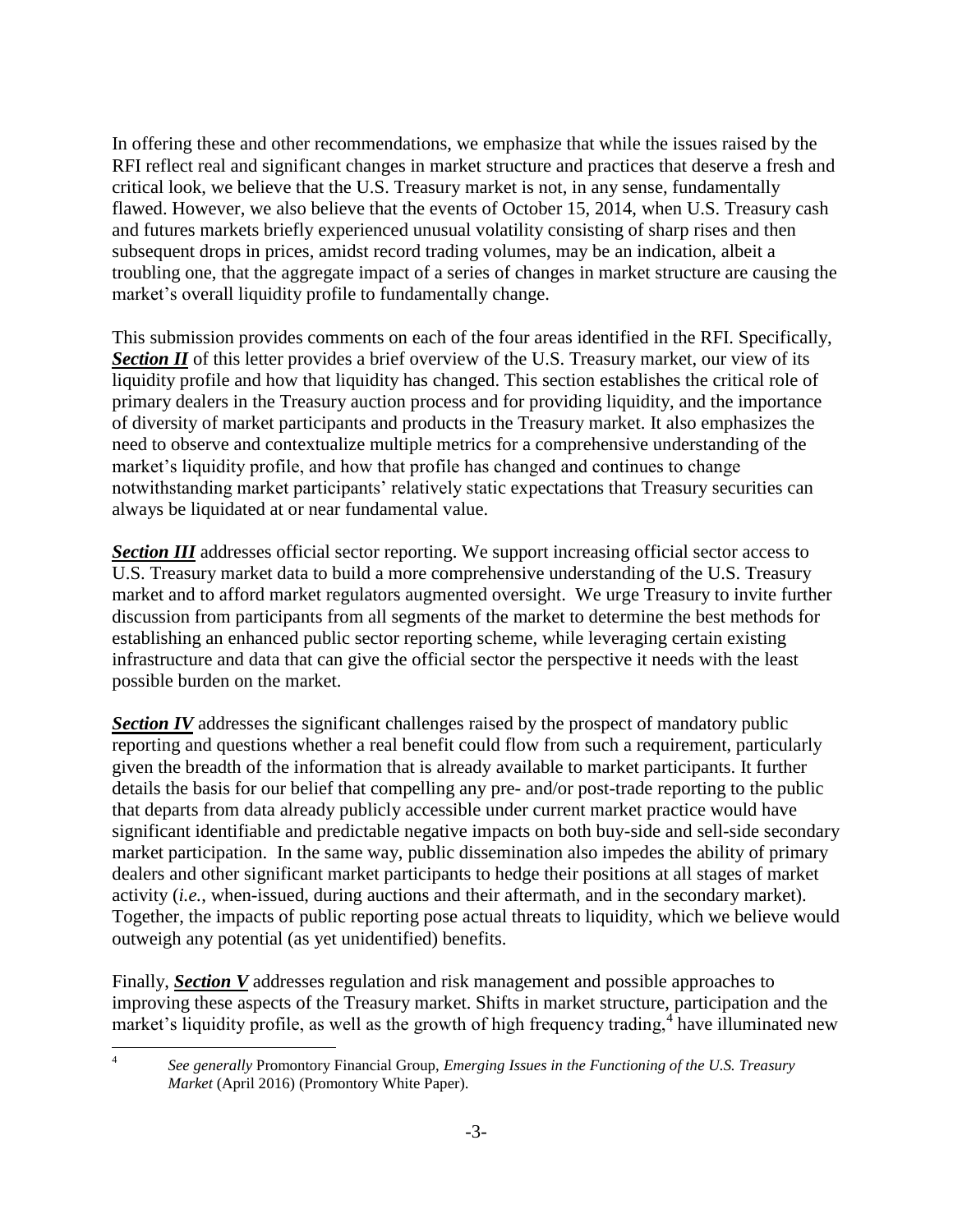In offering these and other recommendations, we emphasize that while the issues raised by the RFI reflect real and significant changes in market structure and practices that deserve a fresh and critical look, we believe that the U.S. Treasury market is not, in any sense, fundamentally flawed. However, we also believe that the events of October 15, 2014, when U.S. Treasury cash and futures markets briefly experienced unusual volatility consisting of sharp rises and then subsequent drops in prices, amidst record trading volumes, may be an indication, albeit a troubling one, that the aggregate impact of a series of changes in market structure are causing the market's overall liquidity profile to fundamentally change.

This submission provides comments on each of the four areas identified in the RFI. Specifically, ***Section II*** of this letter provides a brief overview of the U.S. Treasury market, our view of its liquidity profile and how that liquidity has changed. This section establishes the critical role of primary dealers in the Treasury auction process and for providing liquidity, and the importance of diversity of market participants and products in the Treasury market. It also emphasizes the need to observe and contextualize multiple metrics for a comprehensive understanding of the market's liquidity profile, and how that profile has changed and continues to change notwithstanding market participants' relatively static expectations that Treasury securities can always be liquidated at or near fundamental value.

***Section III*** addresses official sector reporting. We support increasing official sector access to U.S. Treasury market data to build a more comprehensive understanding of the U.S. Treasury market and to afford market regulators augmented oversight. We urge Treasury to invite further discussion from participants from all segments of the market to determine the best methods for establishing an enhanced public sector reporting scheme, while leveraging certain existing infrastructure and data that can give the official sector the perspective it needs with the least possible burden on the market.

***Section IV*** addresses the significant challenges raised by the prospect of mandatory public reporting and questions whether a real benefit could flow from such a requirement, particularly given the breadth of the information that is already available to market participants. It further details the basis for our belief that compelling any pre- and/or post-trade reporting to the public that departs from data already publicly accessible under current market practice would have significant identifiable and predictable negative impacts on both buy-side and sell-side secondary market participation. In the same way, public dissemination also impedes the ability of primary dealers and other significant market participants to hedge their positions at all stages of market activity (*i.e.*, when-issued, during auctions and their aftermath, and in the secondary market). Together, the impacts of public reporting pose actual threats to liquidity, which we believe would outweigh any potential (as yet unidentified) benefits.

Finally, ***Section V*** addresses regulation and risk management and possible approaches to improving these aspects of the Treasury market. Shifts in market structure, participation and the market's liquidity profile, as well as the growth of high frequency trading,[4] have illuminated new

---

[4] *See generally* Promontory Financial Group, *Emerging Issues in the Functioning of the U.S. Treasury Market* (April 2016) (Promontory White Paper).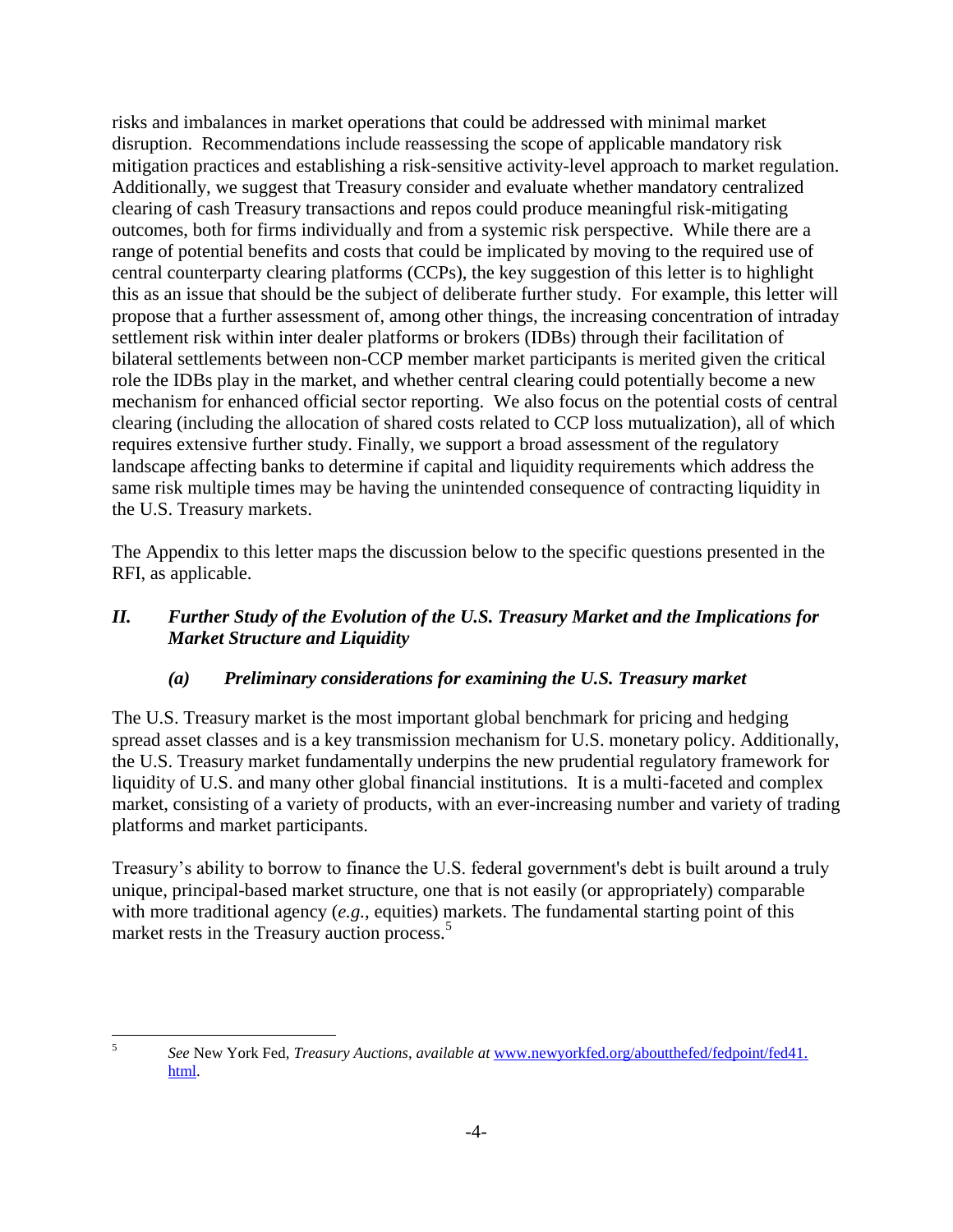risks and imbalances in market operations that could be addressed with minimal market disruption. Recommendations include reassessing the scope of applicable mandatory risk mitigation practices and establishing a risk-sensitive activity-level approach to market regulation. Additionally, we suggest that Treasury consider and evaluate whether mandatory centralized clearing of cash Treasury transactions and repos could produce meaningful risk-mitigating outcomes, both for firms individually and from a systemic risk perspective. While there are a range of potential benefits and costs that could be implicated by moving to the required use of central counterparty clearing platforms (CCPs), the key suggestion of this letter is to highlight this as an issue that should be the subject of deliberate further study. For example, this letter will propose that a further assessment of, among other things, the increasing concentration of intraday settlement risk within inter dealer platforms or brokers (IDBs) through their facilitation of bilateral settlements between non-CCP member market participants is merited given the critical role the IDBs play in the market, and whether central clearing could potentially become a new mechanism for enhanced official sector reporting. We also focus on the potential costs of central clearing (including the allocation of shared costs related to CCP loss mutualization), all of which requires extensive further study. Finally, we support a broad assessment of the regulatory landscape affecting banks to determine if capital and liquidity requirements which address the same risk multiple times may be having the unintended consequence of contracting liquidity in the U.S. Treasury markets.

The Appendix to this letter maps the discussion below to the specific questions presented in the RFI, as applicable.

## *II. Further Study of the Evolution of the U.S. Treasury Market and the Implications for Market Structure and Liquidity*

### *(a) Preliminary considerations for examining the U.S. Treasury market*

The U.S. Treasury market is the most important global benchmark for pricing and hedging spread asset classes and is a key transmission mechanism for U.S. monetary policy. Additionally, the U.S. Treasury market fundamentally underpins the new prudential regulatory framework for liquidity of U.S. and many other global financial institutions. It is a multi-faceted and complex market, consisting of a variety of products, with an ever-increasing number and variety of trading platforms and market participants.

Treasury's ability to borrow to finance the U.S. federal government's debt is built around a truly unique, principal-based market structure, one that is not easily (or appropriately) comparable with more traditional agency (*e.g.*, equities) markets. The fundamental starting point of this market rests in the Treasury auction process.[5]

---

[5] *See* New York Fed, *Treasury Auctions*, *available at* www.newyorkfed.org/aboutthefed/fedpoint/fed41.html.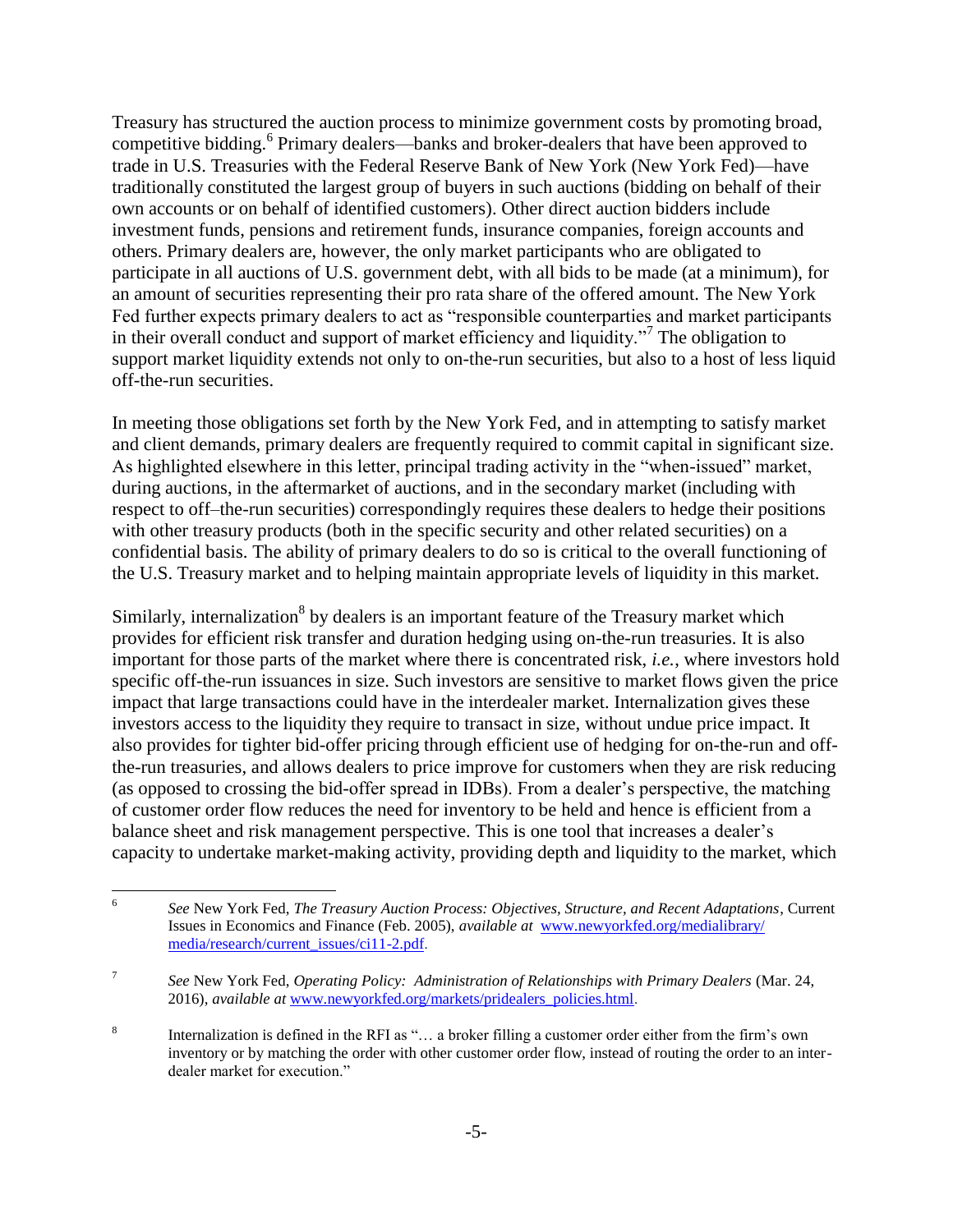Treasury has structured the auction process to minimize government costs by promoting broad, competitive bidding.[6] Primary dealers—banks and broker-dealers that have been approved to trade in U.S. Treasuries with the Federal Reserve Bank of New York (New York Fed)—have traditionally constituted the largest group of buyers in such auctions (bidding on behalf of their own accounts or on behalf of identified customers). Other direct auction bidders include investment funds, pensions and retirement funds, insurance companies, foreign accounts and others. Primary dealers are, however, the only market participants who are obligated to participate in all auctions of U.S. government debt, with all bids to be made (at a minimum), for an amount of securities representing their pro rata share of the offered amount. The New York Fed further expects primary dealers to act as "responsible counterparties and market participants in their overall conduct and support of market efficiency and liquidity."[7] The obligation to support market liquidity extends not only to on-the-run securities, but also to a host of less liquid off-the-run securities.

In meeting those obligations set forth by the New York Fed, and in attempting to satisfy market and client demands, primary dealers are frequently required to commit capital in significant size. As highlighted elsewhere in this letter, principal trading activity in the "when-issued" market, during auctions, in the aftermarket of auctions, and in the secondary market (including with respect to off–the-run securities) correspondingly requires these dealers to hedge their positions with other treasury products (both in the specific security and other related securities) on a confidential basis. The ability of primary dealers to do so is critical to the overall functioning of the U.S. Treasury market and to helping maintain appropriate levels of liquidity in this market.

Similarly, internalization[8] by dealers is an important feature of the Treasury market which provides for efficient risk transfer and duration hedging using on-the-run treasuries. It is also important for those parts of the market where there is concentrated risk, *i.e.*, where investors hold specific off-the-run issuances in size. Such investors are sensitive to market flows given the price impact that large transactions could have in the interdealer market. Internalization gives these investors access to the liquidity they require to transact in size, without undue price impact. It also provides for tighter bid-offer pricing through efficient use of hedging for on-the-run and off-the-run treasuries, and allows dealers to price improve for customers when they are risk reducing (as opposed to crossing the bid-offer spread in IDBs). From a dealer's perspective, the matching of customer order flow reduces the need for inventory to be held and hence is efficient from a balance sheet and risk management perspective. This is one tool that increases a dealer's capacity to undertake market-making activity, providing depth and liquidity to the market, which

---

[6] *See* New York Fed, *The Treasury Auction Process: Objectives, Structure, and Recent Adaptations*, Current Issues in Economics and Finance (Feb. 2005), *available at* www.newyorkfed.org/medialibrary/media/research/current_issues/ci11-2.pdf.

[7] *See* New York Fed, *Operating Policy: Administration of Relationships with Primary Dealers* (Mar. 24, 2016), *available at* www.newyorkfed.org/markets/pridealers_policies.html.

[8] Internalization is defined in the RFI as "… a broker filling a customer order either from the firm's own inventory or by matching the order with other customer order flow, instead of routing the order to an inter-dealer market for execution."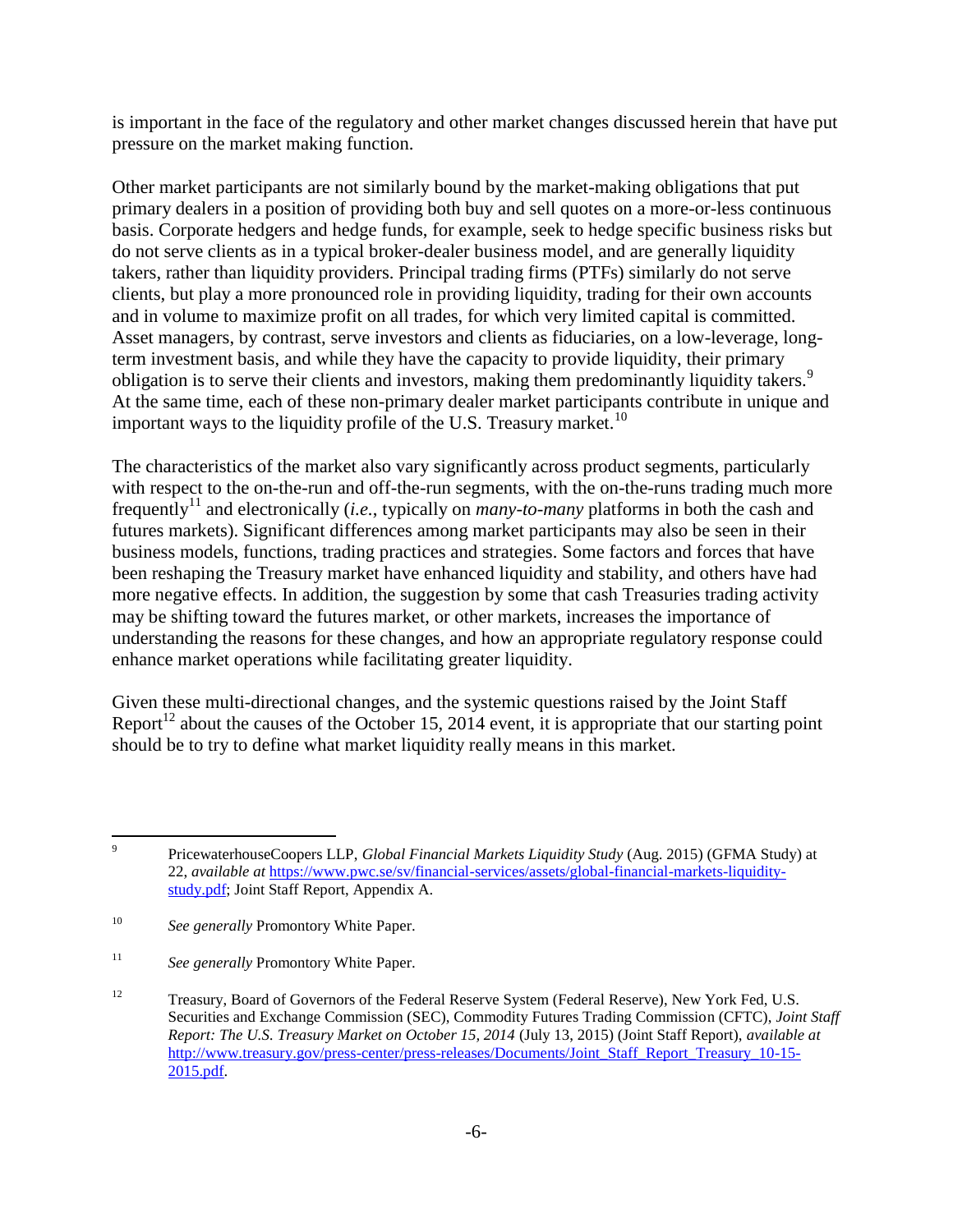is important in the face of the regulatory and other market changes discussed herein that have put pressure on the market making function.

Other market participants are not similarly bound by the market-making obligations that put primary dealers in a position of providing both buy and sell quotes on a more-or-less continuous basis. Corporate hedgers and hedge funds, for example, seek to hedge specific business risks but do not serve clients as in a typical broker-dealer business model, and are generally liquidity takers, rather than liquidity providers. Principal trading firms (PTFs) similarly do not serve clients, but play a more pronounced role in providing liquidity, trading for their own accounts and in volume to maximize profit on all trades, for which very limited capital is committed. Asset managers, by contrast, serve investors and clients as fiduciaries, on a low-leverage, long-term investment basis, and while they have the capacity to provide liquidity, their primary obligation is to serve their clients and investors, making them predominantly liquidity takers.[9] At the same time, each of these non-primary dealer market participants contribute in unique and important ways to the liquidity profile of the U.S. Treasury market.[10]

The characteristics of the market also vary significantly across product segments, particularly with respect to the on-the-run and off-the-run segments, with the on-the-runs trading much more frequently[11] and electronically (*i.e.*, typically on *many-to-many* platforms in both the cash and futures markets). Significant differences among market participants may also be seen in their business models, functions, trading practices and strategies. Some factors and forces that have been reshaping the Treasury market have enhanced liquidity and stability, and others have had more negative effects. In addition, the suggestion by some that cash Treasuries trading activity may be shifting toward the futures market, or other markets, increases the importance of understanding the reasons for these changes, and how an appropriate regulatory response could enhance market operations while facilitating greater liquidity.

Given these multi-directional changes, and the systemic questions raised by the Joint Staff Report[12] about the causes of the October 15, 2014 event, it is appropriate that our starting point should be to try to define what market liquidity really means in this market.

---

[9] PricewaterhouseCoopers LLP, *Global Financial Markets Liquidity Study* (Aug. 2015) (GFMA Study) at 22, *available at* https://www.pwc.se/sv/financial-services/assets/global-financial-markets-liquidity-study.pdf; Joint Staff Report, Appendix A.

[10] *See generally* Promontory White Paper.

[11] *See generally* Promontory White Paper.

[12] Treasury, Board of Governors of the Federal Reserve System (Federal Reserve), New York Fed, U.S. Securities and Exchange Commission (SEC), Commodity Futures Trading Commission (CFTC), *Joint Staff Report: The U.S. Treasury Market on October 15, 2014* (July 13, 2015) (Joint Staff Report), *available at* http://www.treasury.gov/press-center/press-releases/Documents/Joint_Staff_Report_Treasury_10-15-2015.pdf.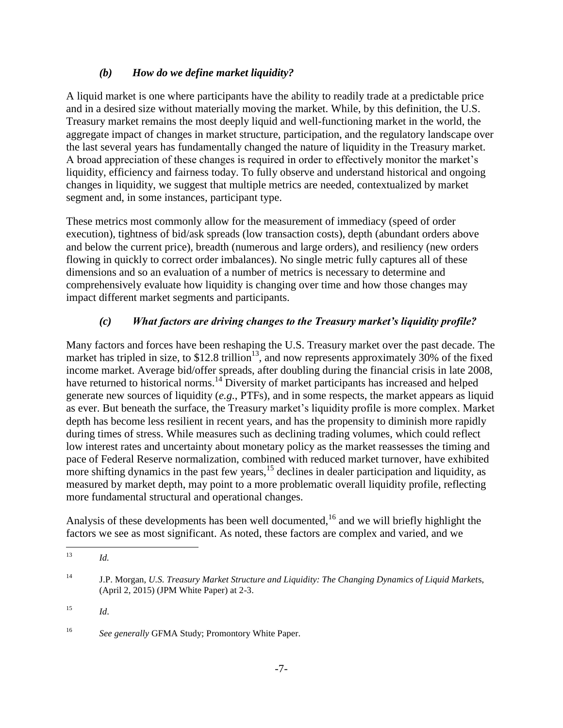### *(b) How do we define market liquidity?*

A liquid market is one where participants have the ability to readily trade at a predictable price and in a desired size without materially moving the market. While, by this definition, the U.S. Treasury market remains the most deeply liquid and well-functioning market in the world, the aggregate impact of changes in market structure, participation, and the regulatory landscape over the last several years has fundamentally changed the nature of liquidity in the Treasury market. A broad appreciation of these changes is required in order to effectively monitor the market's liquidity, efficiency and fairness today. To fully observe and understand historical and ongoing changes in liquidity, we suggest that multiple metrics are needed, contextualized by market segment and, in some instances, participant type.

These metrics most commonly allow for the measurement of immediacy (speed of order execution), tightness of bid/ask spreads (low transaction costs), depth (abundant orders above and below the current price), breadth (numerous and large orders), and resiliency (new orders flowing in quickly to correct order imbalances). No single metric fully captures all of these dimensions and so an evaluation of a number of metrics is necessary to determine and comprehensively evaluate how liquidity is changing over time and how those changes may impact different market segments and participants.

### *(c) What factors are driving changes to the Treasury market's liquidity profile?*

Many factors and forces have been reshaping the U.S. Treasury market over the past decade. The market has tripled in size, to $12.8 trillion[13], and now represents approximately 30% of the fixed income market. Average bid/offer spreads, after doubling during the financial crisis in late 2008, have returned to historical norms.[14] Diversity of market participants has increased and helped generate new sources of liquidity (*e.g.*, PTFs), and in some respects, the market appears as liquid as ever. But beneath the surface, the Treasury market's liquidity profile is more complex. Market depth has become less resilient in recent years, and has the propensity to diminish more rapidly during times of stress. While measures such as declining trading volumes, which could reflect low interest rates and uncertainty about monetary policy as the market reassesses the timing and pace of Federal Reserve normalization, combined with reduced market turnover, have exhibited more shifting dynamics in the past few years,[15] declines in dealer participation and liquidity, as measured by market depth, may point to a more problematic overall liquidity profile, reflecting more fundamental structural and operational changes.

Analysis of these developments has been well documented,[16] and we will briefly highlight the factors we see as most significant. As noted, these factors are complex and varied, and we

---

[13] *Id.*

[14] J.P. Morgan, *U.S. Treasury Market Structure and Liquidity: The Changing Dynamics of Liquid Markets*, (April 2, 2015) (JPM White Paper) at 2-3.

[15] *Id*.

[16] *See generally* GFMA Study; Promontory White Paper.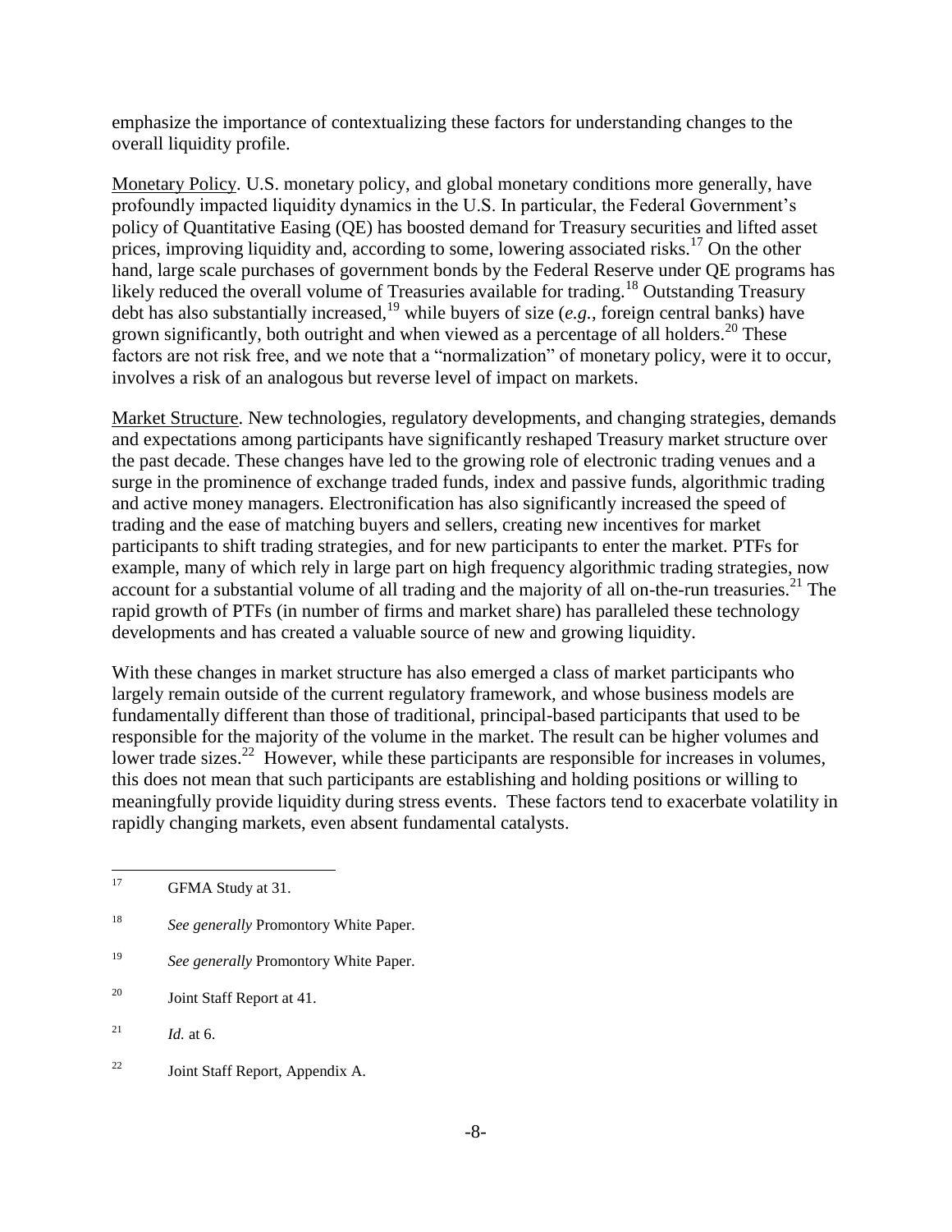emphasize the importance of contextualizing these factors for understanding changes to the overall liquidity profile.

<u>Monetary Policy</u>. U.S. monetary policy, and global monetary conditions more generally, have profoundly impacted liquidity dynamics in the U.S. In particular, the Federal Government's policy of Quantitative Easing (QE) has boosted demand for Treasury securities and lifted asset prices, improving liquidity and, according to some, lowering associated risks.[17] On the other hand, large scale purchases of government bonds by the Federal Reserve under QE programs has likely reduced the overall volume of Treasuries available for trading.[18] Outstanding Treasury debt has also substantially increased,[19] while buyers of size (*e.g.*, foreign central banks) have grown significantly, both outright and when viewed as a percentage of all holders.[20] These factors are not risk free, and we note that a "normalization" of monetary policy, were it to occur, involves a risk of an analogous but reverse level of impact on markets.

<u>Market Structure</u>. New technologies, regulatory developments, and changing strategies, demands and expectations among participants have significantly reshaped Treasury market structure over the past decade. These changes have led to the growing role of electronic trading venues and a surge in the prominence of exchange traded funds, index and passive funds, algorithmic trading and active money managers. Electronification has also significantly increased the speed of trading and the ease of matching buyers and sellers, creating new incentives for market participants to shift trading strategies, and for new participants to enter the market. PTFs for example, many of which rely in large part on high frequency algorithmic trading strategies, now account for a substantial volume of all trading and the majority of all on-the-run treasuries.[21] The rapid growth of PTFs (in number of firms and market share) has paralleled these technology developments and has created a valuable source of new and growing liquidity.

With these changes in market structure has also emerged a class of market participants who largely remain outside of the current regulatory framework, and whose business models are fundamentally different than those of traditional, principal-based participants that used to be responsible for the majority of the volume in the market. The result can be higher volumes and lower trade sizes.[22] However, while these participants are responsible for increases in volumes, this does not mean that such participants are establishing and holding positions or willing to meaningfully provide liquidity during stress events. These factors tend to exacerbate volatility in rapidly changing markets, even absent fundamental catalysts.

---

[17] GFMA Study at 31.

[18] *See generally* Promontory White Paper.

[19] *See generally* Promontory White Paper.

[20] Joint Staff Report at 41.

[21] *Id.* at 6.

[22] Joint Staff Report, Appendix A.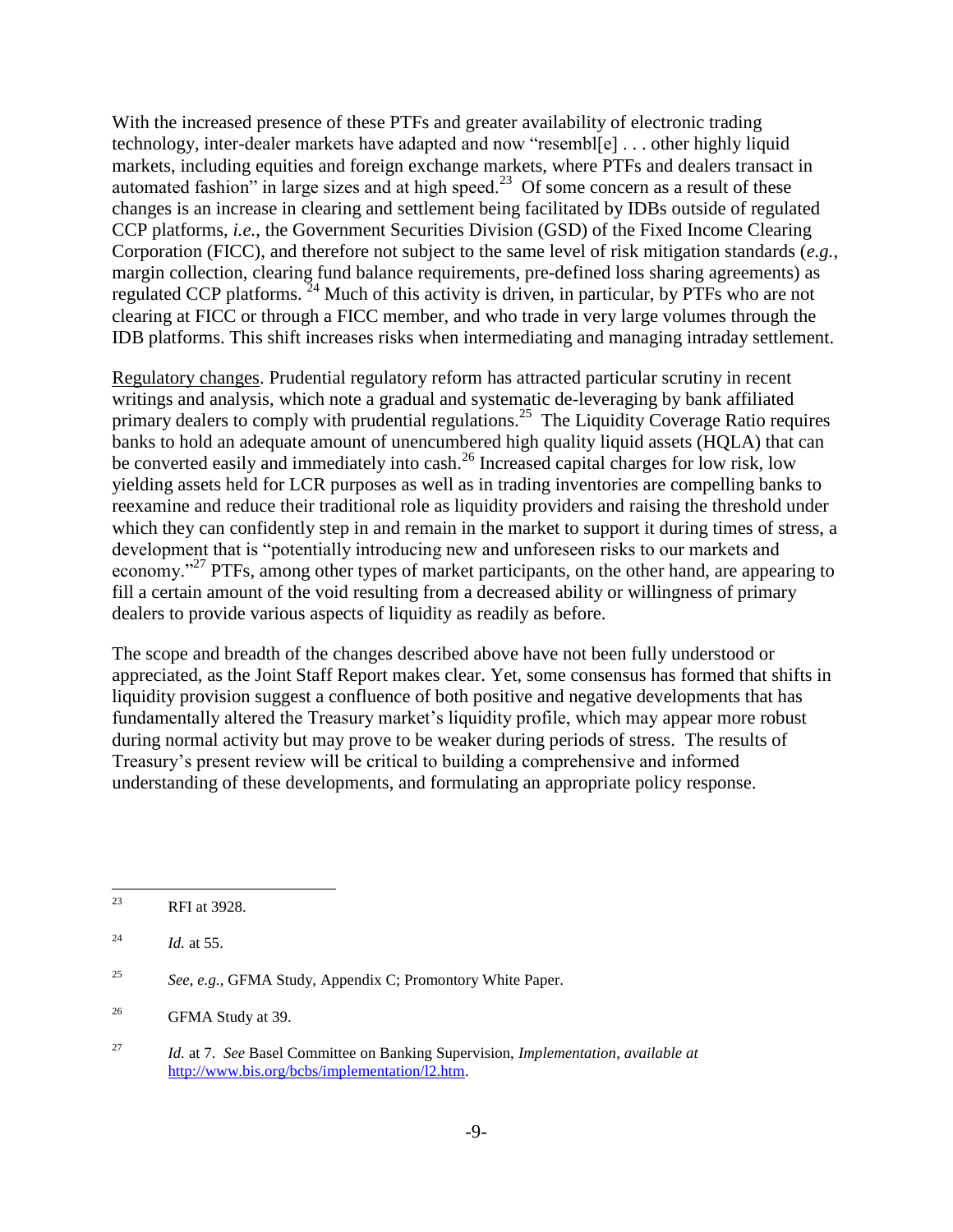With the increased presence of these PTFs and greater availability of electronic trading technology, inter-dealer markets have adapted and now "resembl[e] . . . other highly liquid markets, including equities and foreign exchange markets, where PTFs and dealers transact in automated fashion" in large sizes and at high speed.[23] Of some concern as a result of these changes is an increase in clearing and settlement being facilitated by IDBs outside of regulated CCP platforms, *i.e.*, the Government Securities Division (GSD) of the Fixed Income Clearing Corporation (FICC), and therefore not subject to the same level of risk mitigation standards (*e.g.*, margin collection, clearing fund balance requirements, pre-defined loss sharing agreements) as regulated CCP platforms.[24] Much of this activity is driven, in particular, by PTFs who are not clearing at FICC or through a FICC member, and who trade in very large volumes through the IDB platforms. This shift increases risks when intermediating and managing intraday settlement.

Regulatory changes. Prudential regulatory reform has attracted particular scrutiny in recent writings and analysis, which note a gradual and systematic de-leveraging by bank affiliated primary dealers to comply with prudential regulations.[25] The Liquidity Coverage Ratio requires banks to hold an adequate amount of unencumbered high quality liquid assets (HQLA) that can be converted easily and immediately into cash.[26] Increased capital charges for low risk, low yielding assets held for LCR purposes as well as in trading inventories are compelling banks to reexamine and reduce their traditional role as liquidity providers and raising the threshold under which they can confidently step in and remain in the market to support it during times of stress, a development that is "potentially introducing new and unforeseen risks to our markets and economy."[27] PTFs, among other types of market participants, on the other hand, are appearing to fill a certain amount of the void resulting from a decreased ability or willingness of primary dealers to provide various aspects of liquidity as readily as before.

The scope and breadth of the changes described above have not been fully understood or appreciated, as the Joint Staff Report makes clear. Yet, some consensus has formed that shifts in liquidity provision suggest a confluence of both positive and negative developments that has fundamentally altered the Treasury market's liquidity profile, which may appear more robust during normal activity but may prove to be weaker during periods of stress. The results of Treasury's present review will be critical to building a comprehensive and informed understanding of these developments, and formulating an appropriate policy response.

---

[23] RFI at 3928.

[24] *Id.* at 55.

[25] *See*, *e.g.*, GFMA Study, Appendix C; Promontory White Paper.

[26] GFMA Study at 39.

[27] *Id.* at 7. *See* Basel Committee on Banking Supervision, *Implementation*, *available at* http://www.bis.org/bcbs/implementation/l2.htm.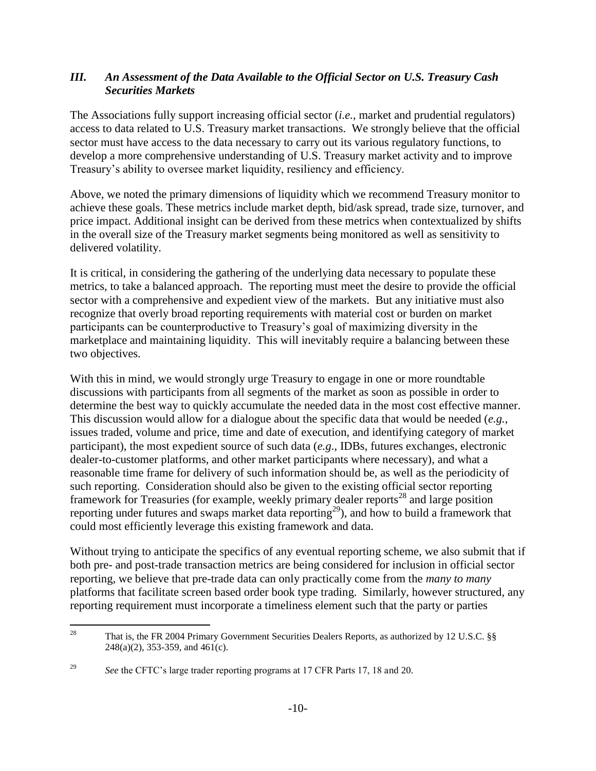## *III. An Assessment of the Data Available to the Official Sector on U.S. Treasury Cash Securities Markets*

The Associations fully support increasing official sector (*i.e.*, market and prudential regulators) access to data related to U.S. Treasury market transactions. We strongly believe that the official sector must have access to the data necessary to carry out its various regulatory functions, to develop a more comprehensive understanding of U.S. Treasury market activity and to improve Treasury's ability to oversee market liquidity, resiliency and efficiency.

Above, we noted the primary dimensions of liquidity which we recommend Treasury monitor to achieve these goals. These metrics include market depth, bid/ask spread, trade size, turnover, and price impact. Additional insight can be derived from these metrics when contextualized by shifts in the overall size of the Treasury market segments being monitored as well as sensitivity to delivered volatility.

It is critical, in considering the gathering of the underlying data necessary to populate these metrics, to take a balanced approach. The reporting must meet the desire to provide the official sector with a comprehensive and expedient view of the markets. But any initiative must also recognize that overly broad reporting requirements with material cost or burden on market participants can be counterproductive to Treasury's goal of maximizing diversity in the marketplace and maintaining liquidity. This will inevitably require a balancing between these two objectives.

With this in mind, we would strongly urge Treasury to engage in one or more roundtable discussions with participants from all segments of the market as soon as possible in order to determine the best way to quickly accumulate the needed data in the most cost effective manner. This discussion would allow for a dialogue about the specific data that would be needed (*e.g.*, issues traded, volume and price, time and date of execution, and identifying category of market participant), the most expedient source of such data (*e.g*., IDBs, futures exchanges, electronic dealer-to-customer platforms, and other market participants where necessary), and what a reasonable time frame for delivery of such information should be, as well as the periodicity of such reporting. Consideration should also be given to the existing official sector reporting framework for Treasuries (for example, weekly primary dealer reports[28] and large position reporting under futures and swaps market data reporting[29]), and how to build a framework that could most efficiently leverage this existing framework and data.

Without trying to anticipate the specifics of any eventual reporting scheme, we also submit that if both pre- and post-trade transaction metrics are being considered for inclusion in official sector reporting, we believe that pre-trade data can only practically come from the *many to many* platforms that facilitate screen based order book type trading. Similarly, however structured, any reporting requirement must incorporate a timeliness element such that the party or parties

---

[28] That is, the FR 2004 Primary Government Securities Dealers Reports, as authorized by 12 U.S.C. §§ 248(a)(2), 353-359, and 461(c).

[29] *See* the CFTC's large trader reporting programs at 17 CFR Parts 17, 18 and 20.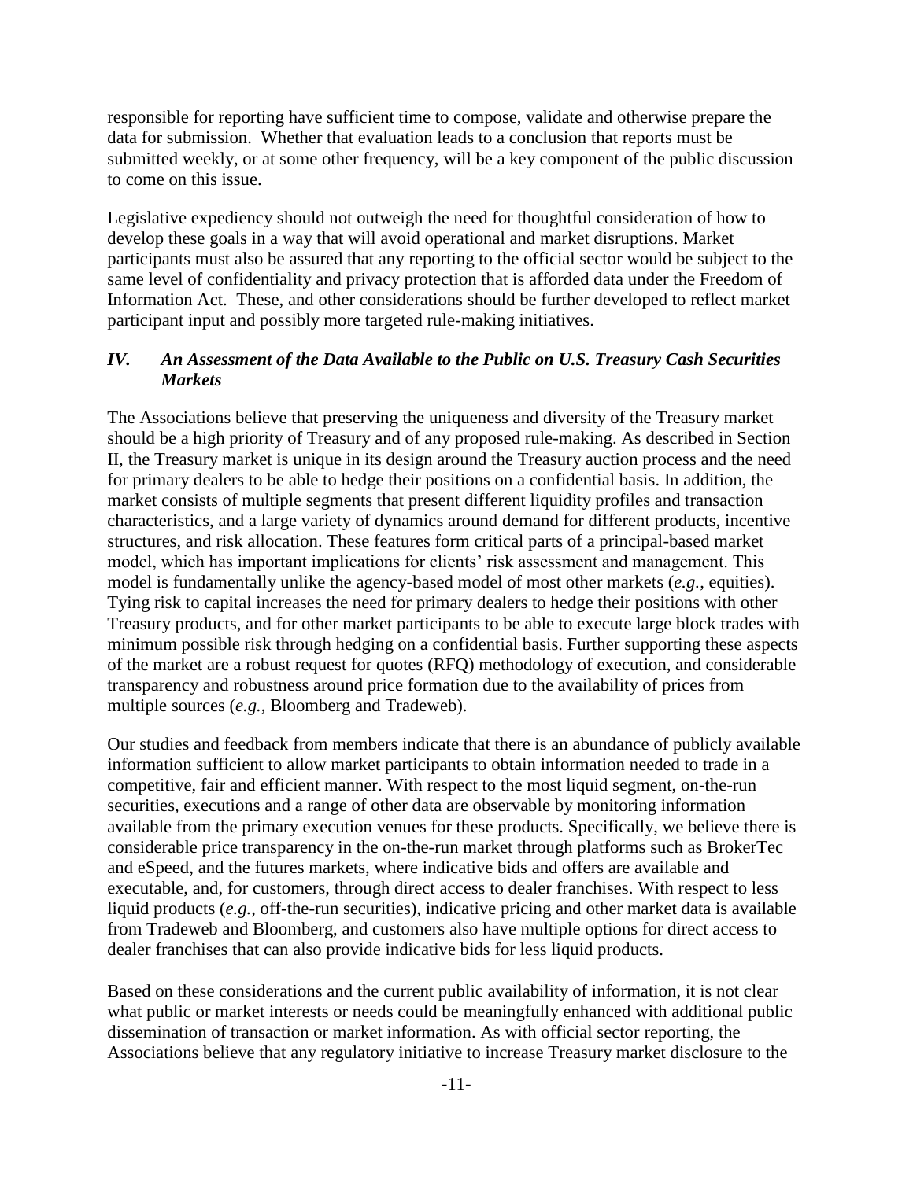responsible for reporting have sufficient time to compose, validate and otherwise prepare the data for submission. Whether that evaluation leads to a conclusion that reports must be submitted weekly, or at some other frequency, will be a key component of the public discussion to come on this issue.

Legislative expediency should not outweigh the need for thoughtful consideration of how to develop these goals in a way that will avoid operational and market disruptions. Market participants must also be assured that any reporting to the official sector would be subject to the same level of confidentiality and privacy protection that is afforded data under the Freedom of Information Act. These, and other considerations should be further developed to reflect market participant input and possibly more targeted rule-making initiatives.

## *IV. An Assessment of the Data Available to the Public on U.S. Treasury Cash Securities Markets*

The Associations believe that preserving the uniqueness and diversity of the Treasury market should be a high priority of Treasury and of any proposed rule-making. As described in Section II, the Treasury market is unique in its design around the Treasury auction process and the need for primary dealers to be able to hedge their positions on a confidential basis. In addition, the market consists of multiple segments that present different liquidity profiles and transaction characteristics, and a large variety of dynamics around demand for different products, incentive structures, and risk allocation. These features form critical parts of a principal-based market model, which has important implications for clients' risk assessment and management. This model is fundamentally unlike the agency-based model of most other markets (*e.g.*, equities). Tying risk to capital increases the need for primary dealers to hedge their positions with other Treasury products, and for other market participants to be able to execute large block trades with minimum possible risk through hedging on a confidential basis. Further supporting these aspects of the market are a robust request for quotes (RFQ) methodology of execution, and considerable transparency and robustness around price formation due to the availability of prices from multiple sources (*e.g.*, Bloomberg and Tradeweb).

Our studies and feedback from members indicate that there is an abundance of publicly available information sufficient to allow market participants to obtain information needed to trade in a competitive, fair and efficient manner. With respect to the most liquid segment, on-the-run securities, executions and a range of other data are observable by monitoring information available from the primary execution venues for these products. Specifically, we believe there is considerable price transparency in the on-the-run market through platforms such as BrokerTec and eSpeed, and the futures markets, where indicative bids and offers are available and executable, and, for customers, through direct access to dealer franchises. With respect to less liquid products (*e.g.*, off-the-run securities), indicative pricing and other market data is available from Tradeweb and Bloomberg, and customers also have multiple options for direct access to dealer franchises that can also provide indicative bids for less liquid products.

Based on these considerations and the current public availability of information, it is not clear what public or market interests or needs could be meaningfully enhanced with additional public dissemination of transaction or market information. As with official sector reporting, the Associations believe that any regulatory initiative to increase Treasury market disclosure to the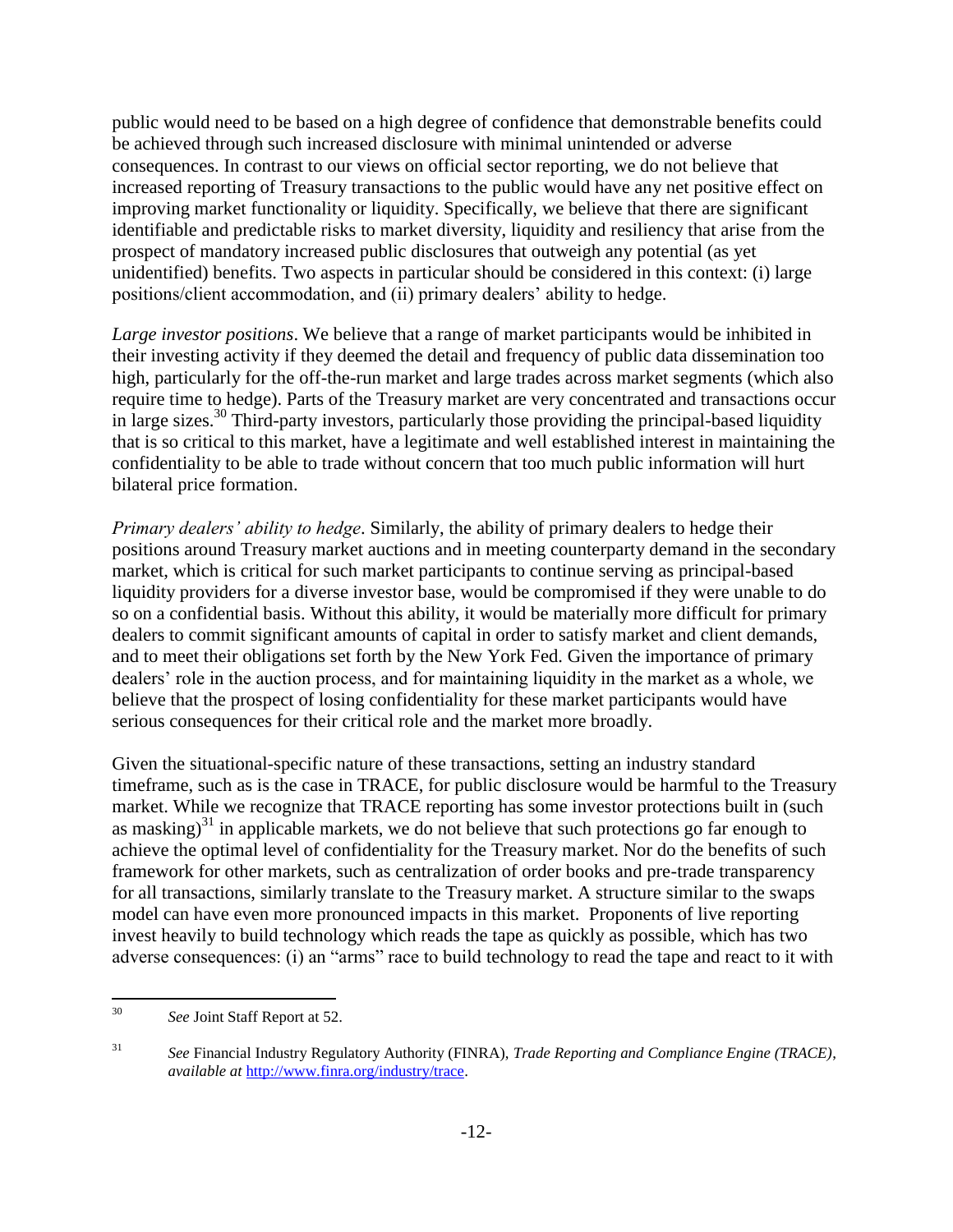public would need to be based on a high degree of confidence that demonstrable benefits could be achieved through such increased disclosure with minimal unintended or adverse consequences. In contrast to our views on official sector reporting, we do not believe that increased reporting of Treasury transactions to the public would have any net positive effect on improving market functionality or liquidity. Specifically, we believe that there are significant identifiable and predictable risks to market diversity, liquidity and resiliency that arise from the prospect of mandatory increased public disclosures that outweigh any potential (as yet unidentified) benefits. Two aspects in particular should be considered in this context: (i) large positions/client accommodation, and (ii) primary dealers' ability to hedge.

*Large investor positions*. We believe that a range of market participants would be inhibited in their investing activity if they deemed the detail and frequency of public data dissemination too high, particularly for the off-the-run market and large trades across market segments (which also require time to hedge). Parts of the Treasury market are very concentrated and transactions occur in large sizes.[30] Third-party investors, particularly those providing the principal-based liquidity that is so critical to this market, have a legitimate and well established interest in maintaining the confidentiality to be able to trade without concern that too much public information will hurt bilateral price formation.

*Primary dealers' ability to hedge*. Similarly, the ability of primary dealers to hedge their positions around Treasury market auctions and in meeting counterparty demand in the secondary market, which is critical for such market participants to continue serving as principal-based liquidity providers for a diverse investor base, would be compromised if they were unable to do so on a confidential basis. Without this ability, it would be materially more difficult for primary dealers to commit significant amounts of capital in order to satisfy market and client demands, and to meet their obligations set forth by the New York Fed. Given the importance of primary dealers' role in the auction process, and for maintaining liquidity in the market as a whole, we believe that the prospect of losing confidentiality for these market participants would have serious consequences for their critical role and the market more broadly.

Given the situational-specific nature of these transactions, setting an industry standard timeframe, such as is the case in TRACE, for public disclosure would be harmful to the Treasury market. While we recognize that TRACE reporting has some investor protections built in (such as masking)[31] in applicable markets, we do not believe that such protections go far enough to achieve the optimal level of confidentiality for the Treasury market. Nor do the benefits of such framework for other markets, such as centralization of order books and pre-trade transparency for all transactions, similarly translate to the Treasury market. A structure similar to the swaps model can have even more pronounced impacts in this market. Proponents of live reporting invest heavily to build technology which reads the tape as quickly as possible, which has two adverse consequences: (i) an "arms" race to build technology to read the tape and react to it with

---

[30] *See* Joint Staff Report at 52.

[31] *See* Financial Industry Regulatory Authority (FINRA), *Trade Reporting and Compliance Engine (TRACE)*, *available at* http://www.finra.org/industry/trace.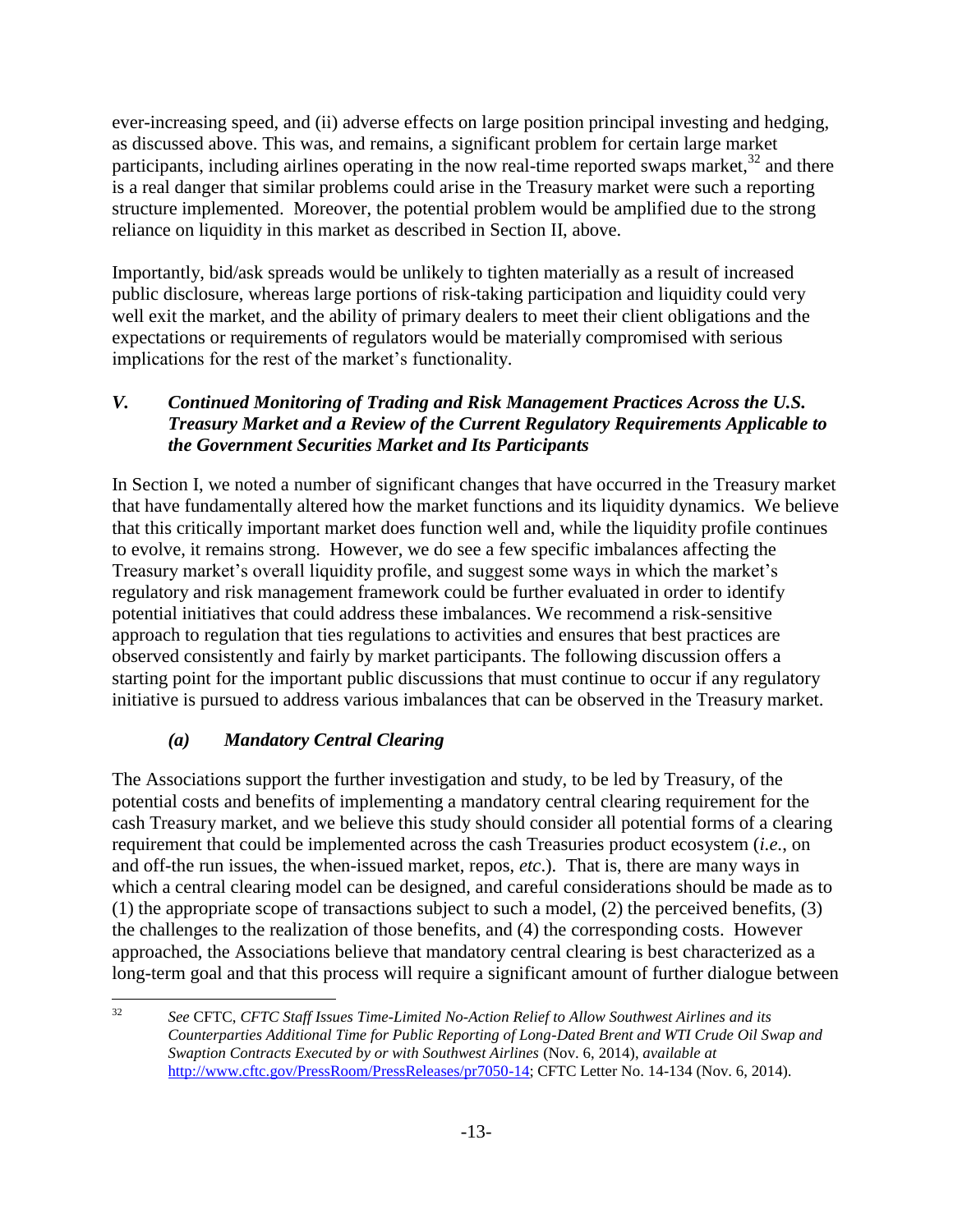ever-increasing speed, and (ii) adverse effects on large position principal investing and hedging, as discussed above. This was, and remains, a significant problem for certain large market participants, including airlines operating in the now real-time reported swaps market,[32] and there is a real danger that similar problems could arise in the Treasury market were such a reporting structure implemented. Moreover, the potential problem would be amplified due to the strong reliance on liquidity in this market as described in Section II, above.

Importantly, bid/ask spreads would be unlikely to tighten materially as a result of increased public disclosure, whereas large portions of risk-taking participation and liquidity could very well exit the market, and the ability of primary dealers to meet their client obligations and the expectations or requirements of regulators would be materially compromised with serious implications for the rest of the market's functionality.

## *V. Continued Monitoring of Trading and Risk Management Practices Across the U.S. Treasury Market and a Review of the Current Regulatory Requirements Applicable to the Government Securities Market and Its Participants*

In Section I, we noted a number of significant changes that have occurred in the Treasury market that have fundamentally altered how the market functions and its liquidity dynamics. We believe that this critically important market does function well and, while the liquidity profile continues to evolve, it remains strong. However, we do see a few specific imbalances affecting the Treasury market's overall liquidity profile, and suggest some ways in which the market's regulatory and risk management framework could be further evaluated in order to identify potential initiatives that could address these imbalances. We recommend a risk-sensitive approach to regulation that ties regulations to activities and ensures that best practices are observed consistently and fairly by market participants. The following discussion offers a starting point for the important public discussions that must continue to occur if any regulatory initiative is pursued to address various imbalances that can be observed in the Treasury market.

### *(a) Mandatory Central Clearing*

The Associations support the further investigation and study, to be led by Treasury, of the potential costs and benefits of implementing a mandatory central clearing requirement for the cash Treasury market, and we believe this study should consider all potential forms of a clearing requirement that could be implemented across the cash Treasuries product ecosystem (*i.e.*, on and off-the run issues, the when-issued market, repos, *etc*.). That is, there are many ways in which a central clearing model can be designed, and careful considerations should be made as to (1) the appropriate scope of transactions subject to such a model, (2) the perceived benefits, (3) the challenges to the realization of those benefits, and (4) the corresponding costs. However approached, the Associations believe that mandatory central clearing is best characterized as a long-term goal and that this process will require a significant amount of further dialogue between

---

[32] *See* CFTC, *CFTC Staff Issues Time-Limited No-Action Relief to Allow Southwest Airlines and its Counterparties Additional Time for Public Reporting of Long-Dated Brent and WTI Crude Oil Swap and Swaption Contracts Executed by or with Southwest Airlines* (Nov. 6, 2014), *available at* http://www.cftc.gov/PressRoom/PressReleases/pr7050-14; CFTC Letter No. 14-134 (Nov. 6, 2014).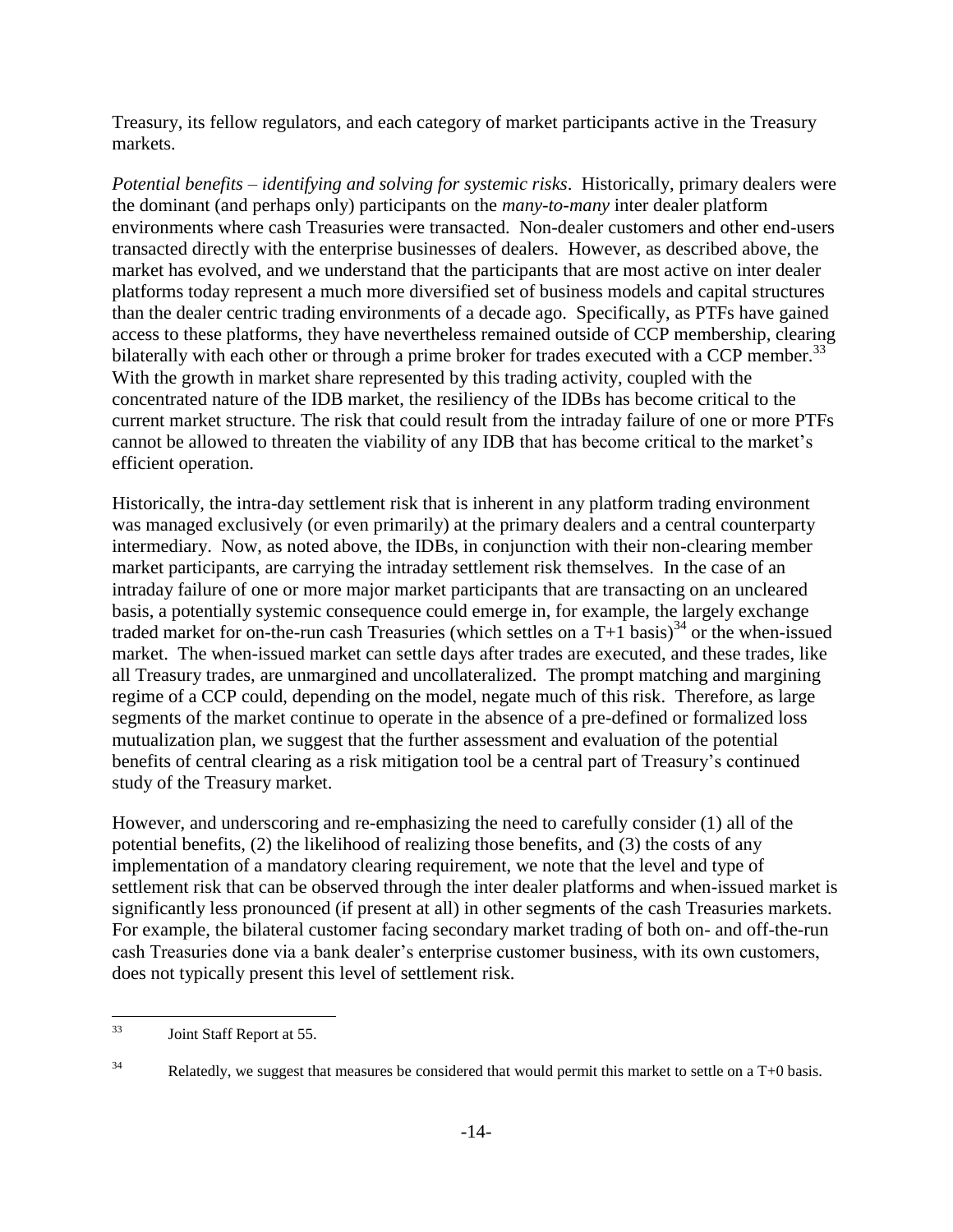Treasury, its fellow regulators, and each category of market participants active in the Treasury markets.

*Potential benefits – identifying and solving for systemic risks*. Historically, primary dealers were the dominant (and perhaps only) participants on the *many-to-many* inter dealer platform environments where cash Treasuries were transacted. Non-dealer customers and other end-users transacted directly with the enterprise businesses of dealers. However, as described above, the market has evolved, and we understand that the participants that are most active on inter dealer platforms today represent a much more diversified set of business models and capital structures than the dealer centric trading environments of a decade ago. Specifically, as PTFs have gained access to these platforms, they have nevertheless remained outside of CCP membership, clearing bilaterally with each other or through a prime broker for trades executed with a CCP member.[33] With the growth in market share represented by this trading activity, coupled with the concentrated nature of the IDB market, the resiliency of the IDBs has become critical to the current market structure. The risk that could result from the intraday failure of one or more PTFs cannot be allowed to threaten the viability of any IDB that has become critical to the market's efficient operation.

Historically, the intra-day settlement risk that is inherent in any platform trading environment was managed exclusively (or even primarily) at the primary dealers and a central counterparty intermediary. Now, as noted above, the IDBs, in conjunction with their non-clearing member market participants, are carrying the intraday settlement risk themselves. In the case of an intraday failure of one or more major market participants that are transacting on an uncleared basis, a potentially systemic consequence could emerge in, for example, the largely exchange traded market for on-the-run cash Treasuries (which settles on a T+1 basis)[34] or the when-issued market. The when-issued market can settle days after trades are executed, and these trades, like all Treasury trades, are unmargined and uncollateralized. The prompt matching and margining regime of a CCP could, depending on the model, negate much of this risk. Therefore, as large segments of the market continue to operate in the absence of a pre-defined or formalized loss mutualization plan, we suggest that the further assessment and evaluation of the potential benefits of central clearing as a risk mitigation tool be a central part of Treasury's continued study of the Treasury market.

However, and underscoring and re-emphasizing the need to carefully consider (1) all of the potential benefits, (2) the likelihood of realizing those benefits, and (3) the costs of any implementation of a mandatory clearing requirement, we note that the level and type of settlement risk that can be observed through the inter dealer platforms and when-issued market is significantly less pronounced (if present at all) in other segments of the cash Treasuries markets. For example, the bilateral customer facing secondary market trading of both on- and off-the-run cash Treasuries done via a bank dealer's enterprise customer business, with its own customers, does not typically present this level of settlement risk.

---

[33] Joint Staff Report at 55.

[34] Relatedly, we suggest that measures be considered that would permit this market to settle on a T+0 basis.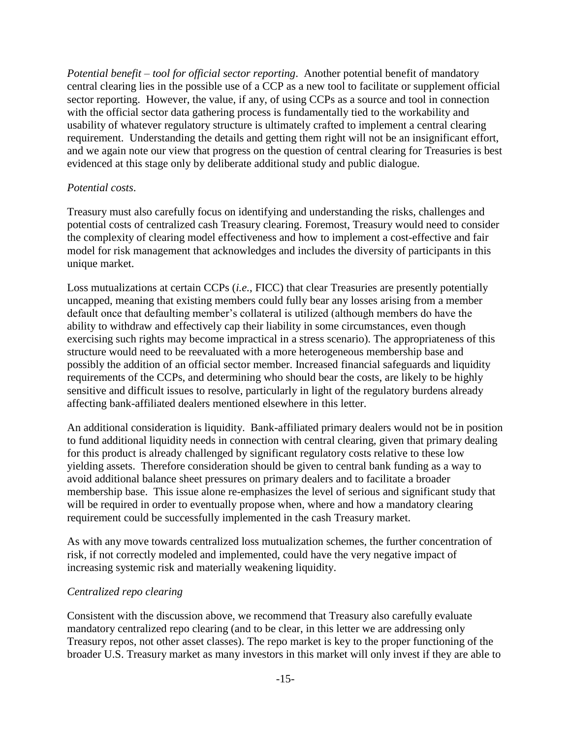*Potential benefit – tool for official sector reporting*. Another potential benefit of mandatory central clearing lies in the possible use of a CCP as a new tool to facilitate or supplement official sector reporting. However, the value, if any, of using CCPs as a source and tool in connection with the official sector data gathering process is fundamentally tied to the workability and usability of whatever regulatory structure is ultimately crafted to implement a central clearing requirement. Understanding the details and getting them right will not be an insignificant effort, and we again note our view that progress on the question of central clearing for Treasuries is best evidenced at this stage only by deliberate additional study and public dialogue.

*Potential costs*.

Treasury must also carefully focus on identifying and understanding the risks, challenges and potential costs of centralized cash Treasury clearing. Foremost, Treasury would need to consider the complexity of clearing model effectiveness and how to implement a cost-effective and fair model for risk management that acknowledges and includes the diversity of participants in this unique market.

Loss mutualizations at certain CCPs (*i.e.*, FICC) that clear Treasuries are presently potentially uncapped, meaning that existing members could fully bear any losses arising from a member default once that defaulting member's collateral is utilized (although members do have the ability to withdraw and effectively cap their liability in some circumstances, even though exercising such rights may become impractical in a stress scenario). The appropriateness of this structure would need to be reevaluated with a more heterogeneous membership base and possibly the addition of an official sector member. Increased financial safeguards and liquidity requirements of the CCPs, and determining who should bear the costs, are likely to be highly sensitive and difficult issues to resolve, particularly in light of the regulatory burdens already affecting bank-affiliated dealers mentioned elsewhere in this letter.

An additional consideration is liquidity. Bank-affiliated primary dealers would not be in position to fund additional liquidity needs in connection with central clearing, given that primary dealing for this product is already challenged by significant regulatory costs relative to these low yielding assets. Therefore consideration should be given to central bank funding as a way to avoid additional balance sheet pressures on primary dealers and to facilitate a broader membership base. This issue alone re-emphasizes the level of serious and significant study that will be required in order to eventually propose when, where and how a mandatory clearing requirement could be successfully implemented in the cash Treasury market.

As with any move towards centralized loss mutualization schemes, the further concentration of risk, if not correctly modeled and implemented, could have the very negative impact of increasing systemic risk and materially weakening liquidity.

*Centralized repo clearing*

Consistent with the discussion above, we recommend that Treasury also carefully evaluate mandatory centralized repo clearing (and to be clear, in this letter we are addressing only Treasury repos, not other asset classes). The repo market is key to the proper functioning of the broader U.S. Treasury market as many investors in this market will only invest if they are able to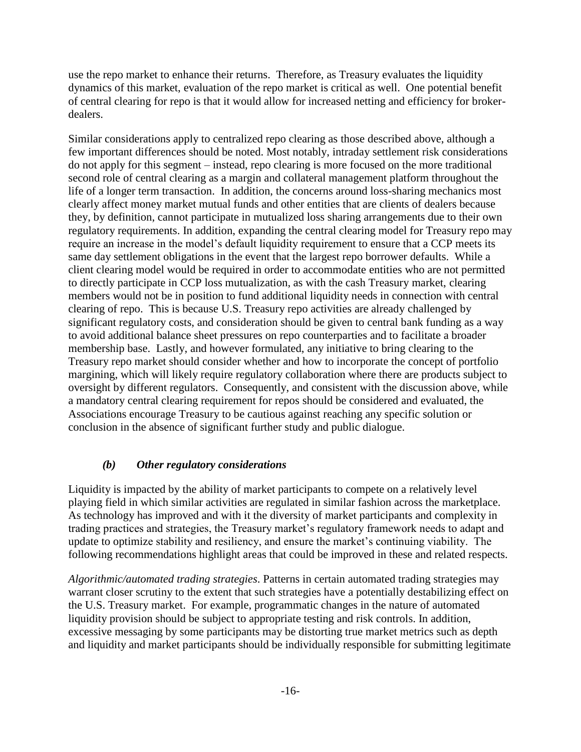use the repo market to enhance their returns. Therefore, as Treasury evaluates the liquidity dynamics of this market, evaluation of the repo market is critical as well. One potential benefit of central clearing for repo is that it would allow for increased netting and efficiency for broker-dealers.

Similar considerations apply to centralized repo clearing as those described above, although a few important differences should be noted. Most notably, intraday settlement risk considerations do not apply for this segment – instead, repo clearing is more focused on the more traditional second role of central clearing as a margin and collateral management platform throughout the life of a longer term transaction. In addition, the concerns around loss-sharing mechanics most clearly affect money market mutual funds and other entities that are clients of dealers because they, by definition, cannot participate in mutualized loss sharing arrangements due to their own regulatory requirements. In addition, expanding the central clearing model for Treasury repo may require an increase in the model's default liquidity requirement to ensure that a CCP meets its same day settlement obligations in the event that the largest repo borrower defaults. While a client clearing model would be required in order to accommodate entities who are not permitted to directly participate in CCP loss mutualization, as with the cash Treasury market, clearing members would not be in position to fund additional liquidity needs in connection with central clearing of repo. This is because U.S. Treasury repo activities are already challenged by significant regulatory costs, and consideration should be given to central bank funding as a way to avoid additional balance sheet pressures on repo counterparties and to facilitate a broader membership base. Lastly, and however formulated, any initiative to bring clearing to the Treasury repo market should consider whether and how to incorporate the concept of portfolio margining, which will likely require regulatory collaboration where there are products subject to oversight by different regulators. Consequently, and consistent with the discussion above, while a mandatory central clearing requirement for repos should be considered and evaluated, the Associations encourage Treasury to be cautious against reaching any specific solution or conclusion in the absence of significant further study and public dialogue.

### *(b) Other regulatory considerations*

Liquidity is impacted by the ability of market participants to compete on a relatively level playing field in which similar activities are regulated in similar fashion across the marketplace. As technology has improved and with it the diversity of market participants and complexity in trading practices and strategies, the Treasury market's regulatory framework needs to adapt and update to optimize stability and resiliency, and ensure the market's continuing viability. The following recommendations highlight areas that could be improved in these and related respects.

*Algorithmic/automated trading strategies*. Patterns in certain automated trading strategies may warrant closer scrutiny to the extent that such strategies have a potentially destabilizing effect on the U.S. Treasury market. For example, programmatic changes in the nature of automated liquidity provision should be subject to appropriate testing and risk controls. In addition, excessive messaging by some participants may be distorting true market metrics such as depth and liquidity and market participants should be individually responsible for submitting legitimate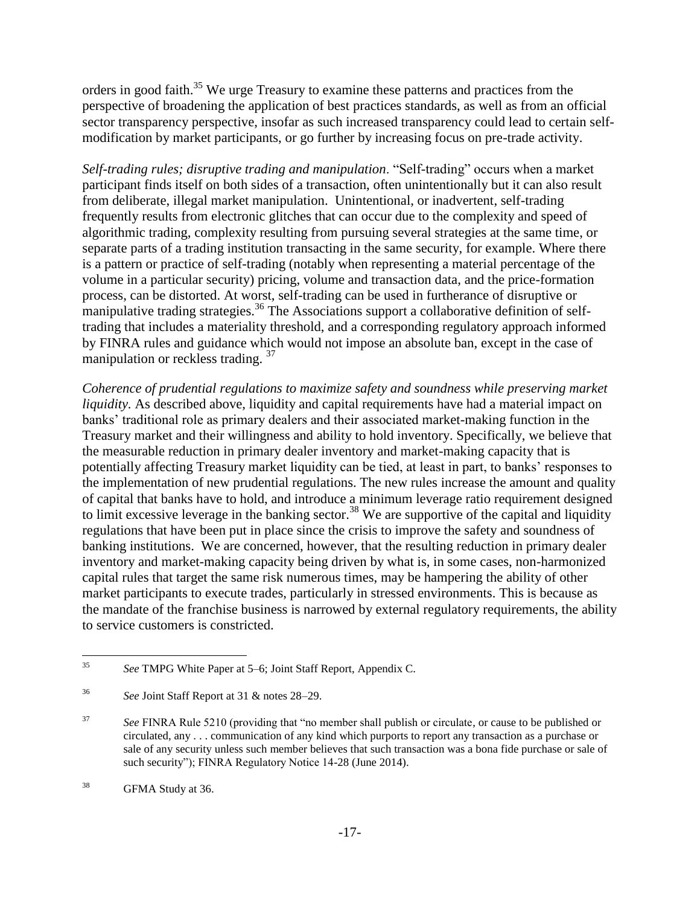orders in good faith.[35] We urge Treasury to examine these patterns and practices from the perspective of broadening the application of best practices standards, as well as from an official sector transparency perspective, insofar as such increased transparency could lead to certain self-modification by market participants, or go further by increasing focus on pre-trade activity.

*Self-trading rules; disruptive trading and manipulation*. "Self-trading" occurs when a market participant finds itself on both sides of a transaction, often unintentionally but it can also result from deliberate, illegal market manipulation. Unintentional, or inadvertent, self-trading frequently results from electronic glitches that can occur due to the complexity and speed of algorithmic trading, complexity resulting from pursuing several strategies at the same time, or separate parts of a trading institution transacting in the same security, for example. Where there is a pattern or practice of self-trading (notably when representing a material percentage of the volume in a particular security) pricing, volume and transaction data, and the price-formation process, can be distorted. At worst, self-trading can be used in furtherance of disruptive or manipulative trading strategies.[36] The Associations support a collaborative definition of self-trading that includes a materiality threshold, and a corresponding regulatory approach informed by FINRA rules and guidance which would not impose an absolute ban, except in the case of manipulation or reckless trading. [37]

*Coherence of prudential regulations to maximize safety and soundness while preserving market liquidity.* As described above, liquidity and capital requirements have had a material impact on banks' traditional role as primary dealers and their associated market-making function in the Treasury market and their willingness and ability to hold inventory. Specifically, we believe that the measurable reduction in primary dealer inventory and market-making capacity that is potentially affecting Treasury market liquidity can be tied, at least in part, to banks' responses to the implementation of new prudential regulations. The new rules increase the amount and quality of capital that banks have to hold, and introduce a minimum leverage ratio requirement designed to limit excessive leverage in the banking sector.[38] We are supportive of the capital and liquidity regulations that have been put in place since the crisis to improve the safety and soundness of banking institutions. We are concerned, however, that the resulting reduction in primary dealer inventory and market-making capacity being driven by what is, in some cases, non-harmonized capital rules that target the same risk numerous times, may be hampering the ability of other market participants to execute trades, particularly in stressed environments. This is because as the mandate of the franchise business is narrowed by external regulatory requirements, the ability to service customers is constricted.

---

[35] *See* TMPG White Paper at 5–6; Joint Staff Report, Appendix C.

[36] *See* Joint Staff Report at 31 & notes 28–29.

[37] *See* FINRA Rule 5210 (providing that "no member shall publish or circulate, or cause to be published or circulated, any . . . communication of any kind which purports to report any transaction as a purchase or sale of any security unless such member believes that such transaction was a bona fide purchase or sale of such security"); FINRA Regulatory Notice 14-28 (June 2014).

[38] GFMA Study at 36.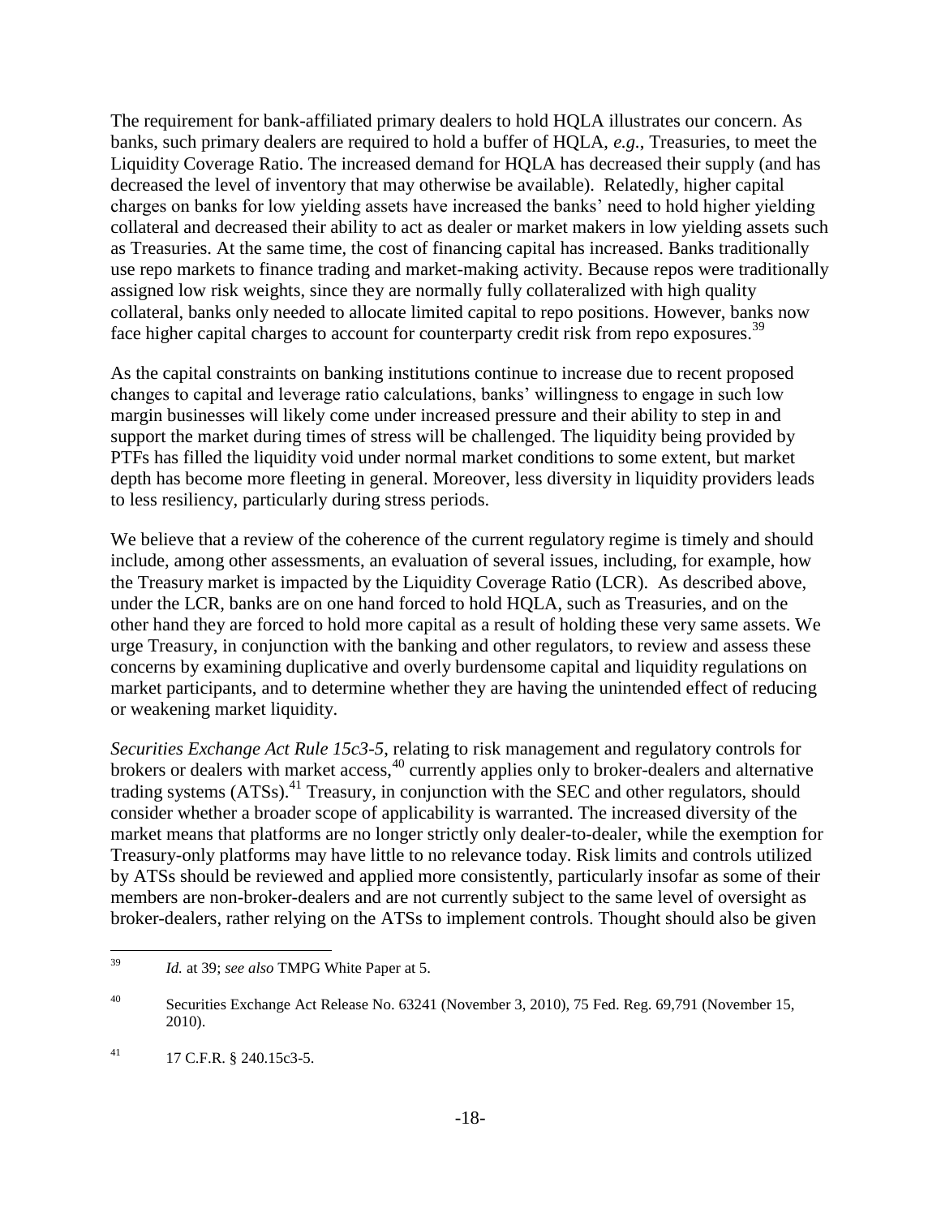The requirement for bank-affiliated primary dealers to hold HQLA illustrates our concern. As banks, such primary dealers are required to hold a buffer of HQLA, *e.g.*, Treasuries, to meet the Liquidity Coverage Ratio. The increased demand for HQLA has decreased their supply (and has decreased the level of inventory that may otherwise be available). Relatedly, higher capital charges on banks for low yielding assets have increased the banks' need to hold higher yielding collateral and decreased their ability to act as dealer or market makers in low yielding assets such as Treasuries. At the same time, the cost of financing capital has increased. Banks traditionally use repo markets to finance trading and market-making activity. Because repos were traditionally assigned low risk weights, since they are normally fully collateralized with high quality collateral, banks only needed to allocate limited capital to repo positions. However, banks now face higher capital charges to account for counterparty credit risk from repo exposures.[39]

As the capital constraints on banking institutions continue to increase due to recent proposed changes to capital and leverage ratio calculations, banks' willingness to engage in such low margin businesses will likely come under increased pressure and their ability to step in and support the market during times of stress will be challenged. The liquidity being provided by PTFs has filled the liquidity void under normal market conditions to some extent, but market depth has become more fleeting in general. Moreover, less diversity in liquidity providers leads to less resiliency, particularly during stress periods.

We believe that a review of the coherence of the current regulatory regime is timely and should include, among other assessments, an evaluation of several issues, including, for example, how the Treasury market is impacted by the Liquidity Coverage Ratio (LCR). As described above, under the LCR, banks are on one hand forced to hold HQLA, such as Treasuries, and on the other hand they are forced to hold more capital as a result of holding these very same assets. We urge Treasury, in conjunction with the banking and other regulators, to review and assess these concerns by examining duplicative and overly burdensome capital and liquidity regulations on market participants, and to determine whether they are having the unintended effect of reducing or weakening market liquidity.

*Securities Exchange Act Rule 15c3-5*, relating to risk management and regulatory controls for brokers or dealers with market access,[40] currently applies only to broker-dealers and alternative trading systems (ATSs).[41] Treasury, in conjunction with the SEC and other regulators, should consider whether a broader scope of applicability is warranted. The increased diversity of the market means that platforms are no longer strictly only dealer-to-dealer, while the exemption for Treasury-only platforms may have little to no relevance today. Risk limits and controls utilized by ATSs should be reviewed and applied more consistently, particularly insofar as some of their members are non-broker-dealers and are not currently subject to the same level of oversight as broker-dealers, rather relying on the ATSs to implement controls. Thought should also be given

---

[39] *Id.* at 39; *see also* TMPG White Paper at 5.

[40] Securities Exchange Act Release No. 63241 (November 3, 2010), 75 Fed. Reg. 69,791 (November 15, 2010).

[41] 17 C.F.R. § 240.15c3-5.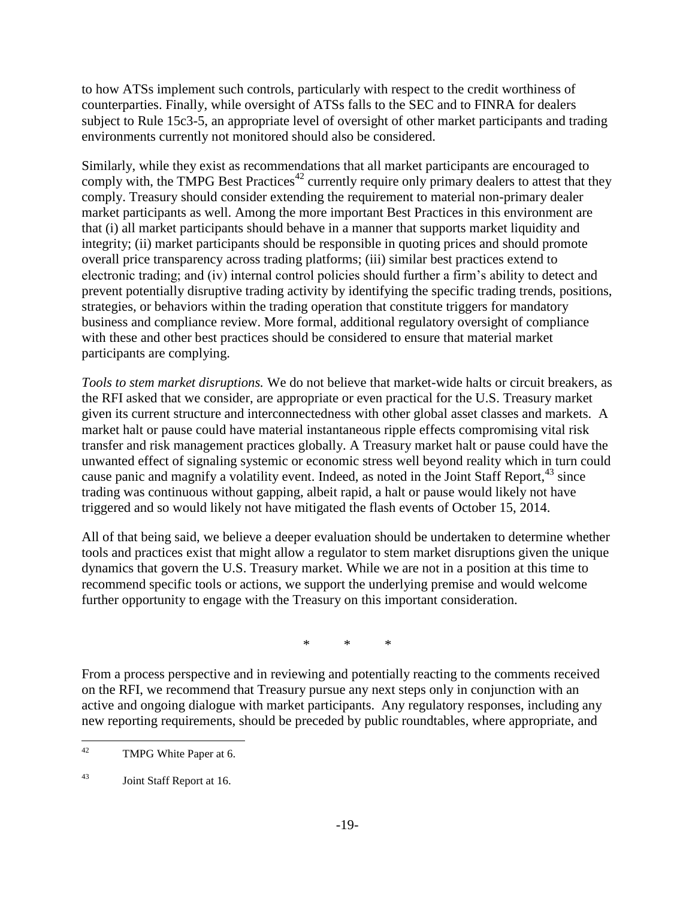to how ATSs implement such controls, particularly with respect to the credit worthiness of counterparties. Finally, while oversight of ATSs falls to the SEC and to FINRA for dealers subject to Rule 15c3-5, an appropriate level of oversight of other market participants and trading environments currently not monitored should also be considered.

Similarly, while they exist as recommendations that all market participants are encouraged to comply with, the TMPG Best Practices[42] currently require only primary dealers to attest that they comply. Treasury should consider extending the requirement to material non-primary dealer market participants as well. Among the more important Best Practices in this environment are that (i) all market participants should behave in a manner that supports market liquidity and integrity; (ii) market participants should be responsible in quoting prices and should promote overall price transparency across trading platforms; (iii) similar best practices extend to electronic trading; and (iv) internal control policies should further a firm's ability to detect and prevent potentially disruptive trading activity by identifying the specific trading trends, positions, strategies, or behaviors within the trading operation that constitute triggers for mandatory business and compliance review. More formal, additional regulatory oversight of compliance with these and other best practices should be considered to ensure that material market participants are complying.

*Tools to stem market disruptions.* We do not believe that market-wide halts or circuit breakers, as the RFI asked that we consider, are appropriate or even practical for the U.S. Treasury market given its current structure and interconnectedness with other global asset classes and markets. A market halt or pause could have material instantaneous ripple effects compromising vital risk transfer and risk management practices globally. A Treasury market halt or pause could have the unwanted effect of signaling systemic or economic stress well beyond reality which in turn could cause panic and magnify a volatility event. Indeed, as noted in the Joint Staff Report,[43] since trading was continuous without gapping, albeit rapid, a halt or pause would likely not have triggered and so would likely not have mitigated the flash events of October 15, 2014.

All of that being said, we believe a deeper evaluation should be undertaken to determine whether tools and practices exist that might allow a regulator to stem market disruptions given the unique dynamics that govern the U.S. Treasury market. While we are not in a position at this time to recommend specific tools or actions, we support the underlying premise and would welcome further opportunity to engage with the Treasury on this important consideration.

\* \* \*

From a process perspective and in reviewing and potentially reacting to the comments received on the RFI, we recommend that Treasury pursue any next steps only in conjunction with an active and ongoing dialogue with market participants. Any regulatory responses, including any new reporting requirements, should be preceded by public roundtables, where appropriate, and

---

[42] TMPG White Paper at 6.

[43] Joint Staff Report at 16.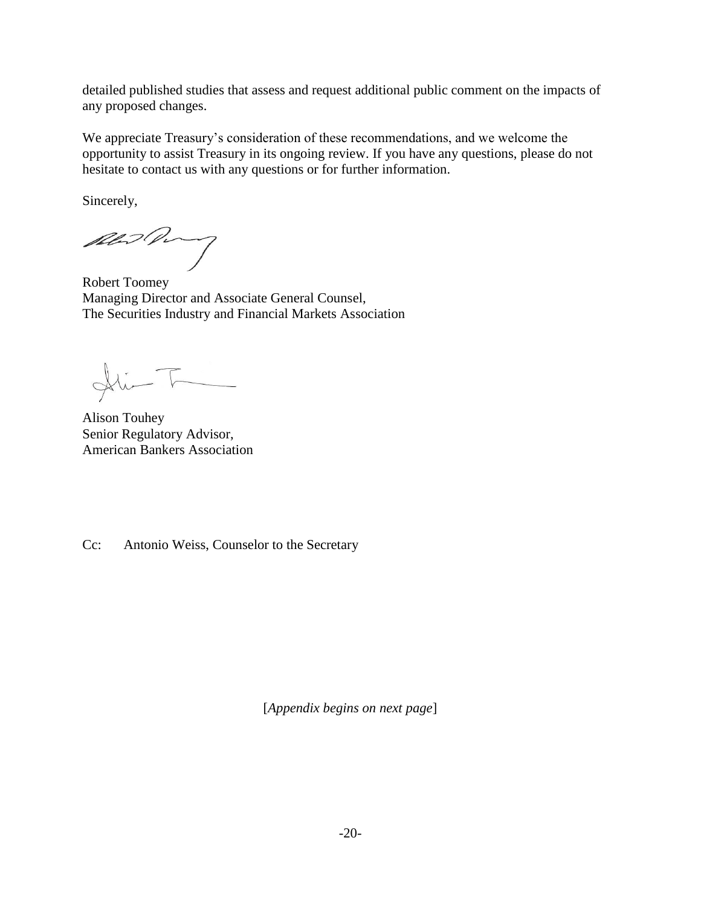detailed published studies that assess and request additional public comment on the impacts of any proposed changes.

We appreciate Treasury's consideration of these recommendations, and we welcome the opportunity to assist Treasury in its ongoing review. If you have any questions, please do not hesitate to contact us with any questions or for further information.

Sincerely,

Robert Toomey
Managing Director and Associate General Counsel,
The Securities Industry and Financial Markets Association

Alison Touhey
Senior Regulatory Advisor,
American Bankers Association

Cc: Antonio Weiss, Counselor to the Secretary

[*Appendix begins on next page*]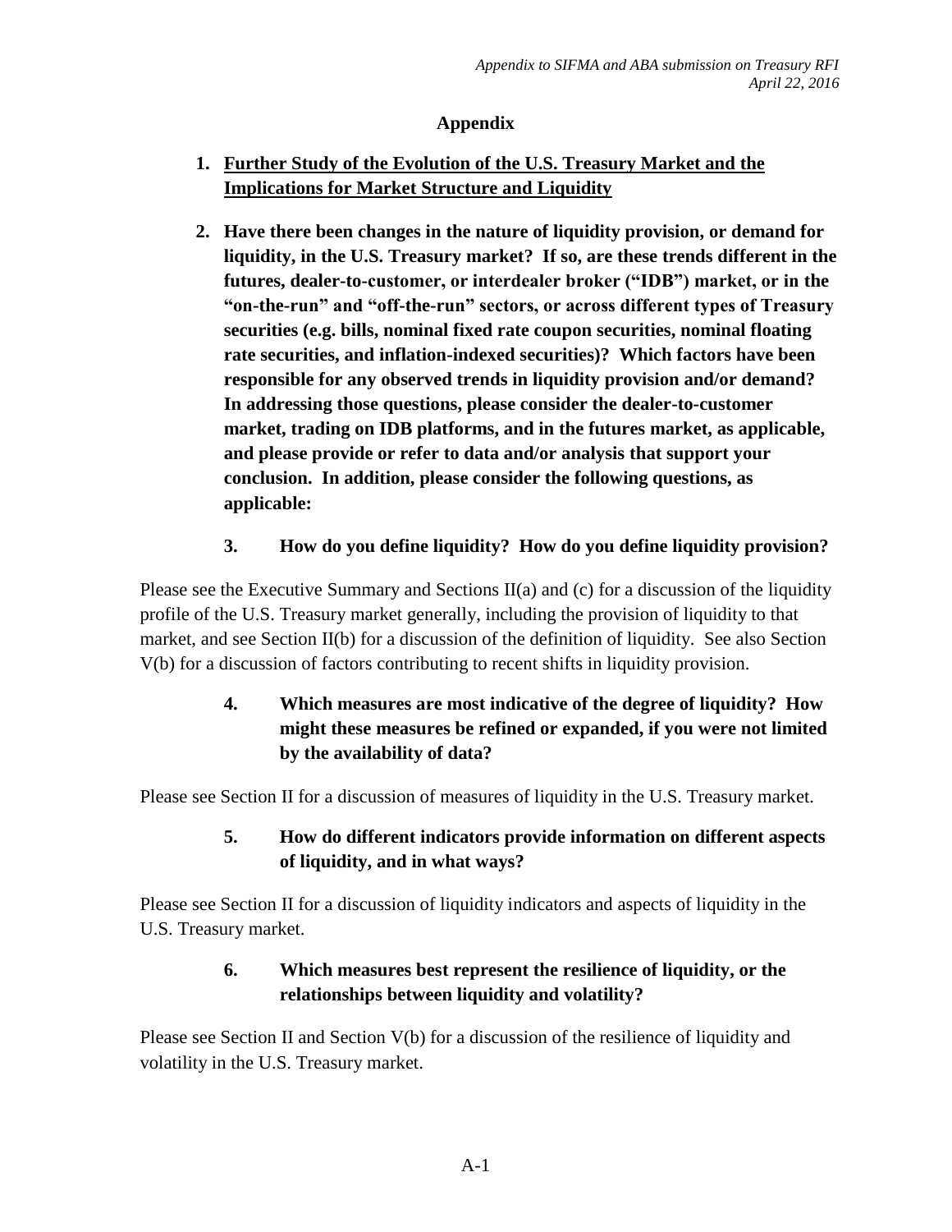## Appendix

1. **Further Study of the Evolution of the U.S. Treasury Market and the Implications for Market Structure and Liquidity**

2. **Have there been changes in the nature of liquidity provision, or demand for liquidity, in the U.S. Treasury market? If so, are these trends different in the futures, dealer-to-customer, or interdealer broker ("IDB") market, or in the "on-the-run" and "off-the-run" sectors, or across different types of Treasury securities (e.g. bills, nominal fixed rate coupon securities, nominal floating rate securities, and inflation-indexed securities)? Which factors have been responsible for any observed trends in liquidity provision and/or demand? In addressing those questions, please consider the dealer-to-customer market, trading on IDB platforms, and in the futures market, as applicable, and please provide or refer to data and/or analysis that support your conclusion. In addition, please consider the following questions, as applicable:**

**3. How do you define liquidity? How do you define liquidity provision?**

Please see the Executive Summary and Sections II(a) and (c) for a discussion of the liquidity profile of the U.S. Treasury market generally, including the provision of liquidity to that market, and see Section II(b) for a discussion of the definition of liquidity. See also Section V(b) for a discussion of factors contributing to recent shifts in liquidity provision.

**4. Which measures are most indicative of the degree of liquidity? How might these measures be refined or expanded, if you were not limited by the availability of data?**

Please see Section II for a discussion of measures of liquidity in the U.S. Treasury market.

**5. How do different indicators provide information on different aspects of liquidity, and in what ways?**

Please see Section II for a discussion of liquidity indicators and aspects of liquidity in the U.S. Treasury market.

**6. Which measures best represent the resilience of liquidity, or the relationships between liquidity and volatility?**

Please see Section II and Section V(b) for a discussion of the resilience of liquidity and volatility in the U.S. Treasury market.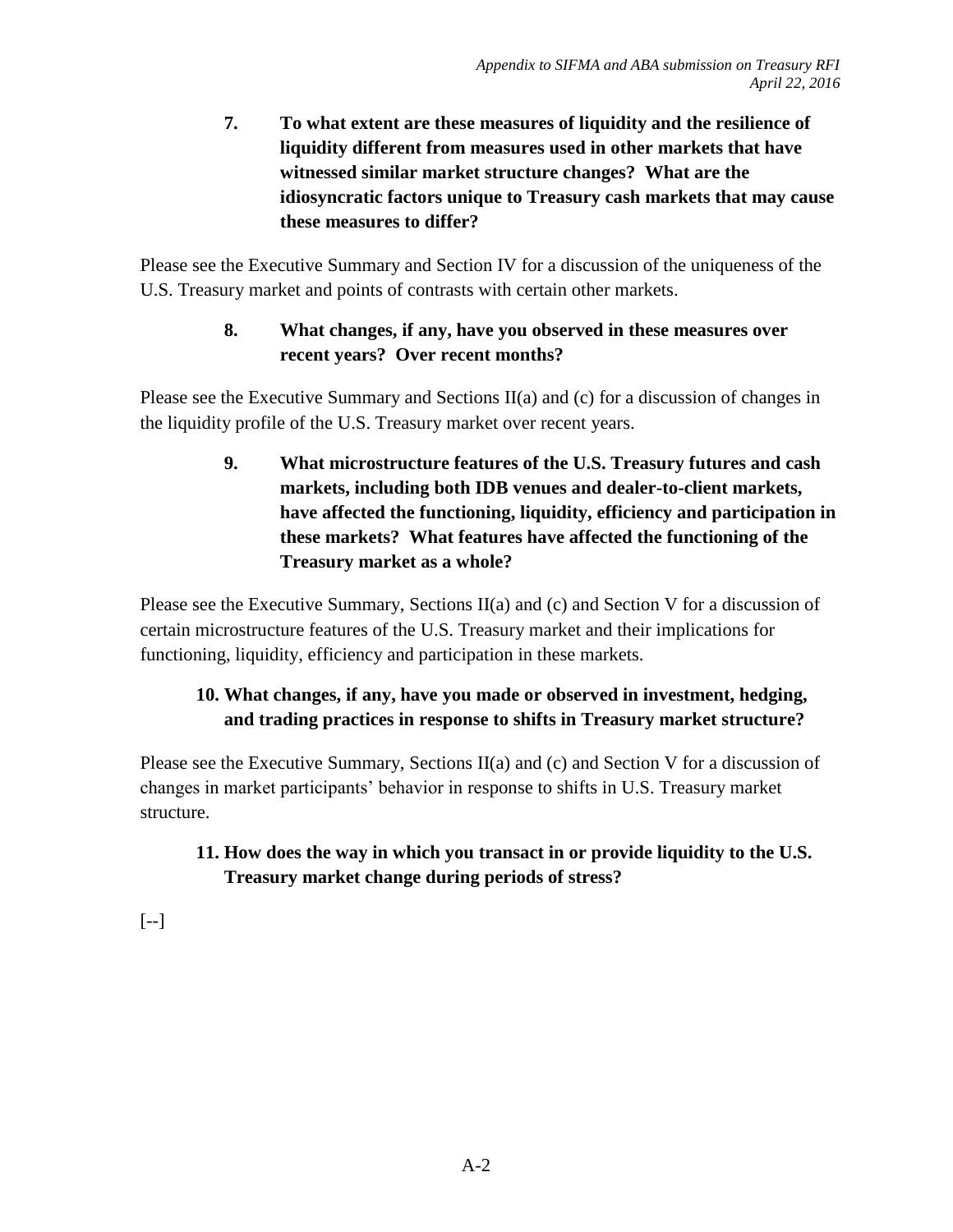**7. To what extent are these measures of liquidity and the resilience of liquidity different from measures used in other markets that have witnessed similar market structure changes? What are the idiosyncratic factors unique to Treasury cash markets that may cause these measures to differ?**

Please see the Executive Summary and Section IV for a discussion of the uniqueness of the U.S. Treasury market and points of contrasts with certain other markets.

**8. What changes, if any, have you observed in these measures over recent years? Over recent months?**

Please see the Executive Summary and Sections II(a) and (c) for a discussion of changes in the liquidity profile of the U.S. Treasury market over recent years.

**9. What microstructure features of the U.S. Treasury futures and cash markets, including both IDB venues and dealer-to-client markets, have affected the functioning, liquidity, efficiency and participation in these markets? What features have affected the functioning of the Treasury market as a whole?**

Please see the Executive Summary, Sections II(a) and (c) and Section V for a discussion of certain microstructure features of the U.S. Treasury market and their implications for functioning, liquidity, efficiency and participation in these markets.

**10. What changes, if any, have you made or observed in investment, hedging, and trading practices in response to shifts in Treasury market structure?**

Please see the Executive Summary, Sections II(a) and (c) and Section V for a discussion of changes in market participants' behavior in response to shifts in U.S. Treasury market structure.

**11. How does the way in which you transact in or provide liquidity to the U.S. Treasury market change during periods of stress?**

[--]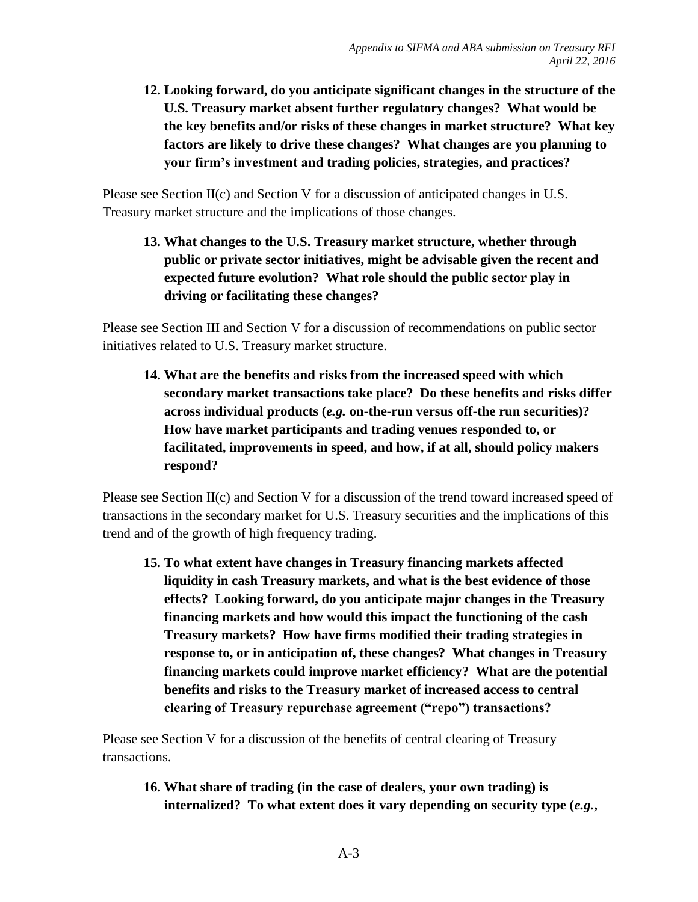**12. Looking forward, do you anticipate significant changes in the structure of the U.S. Treasury market absent further regulatory changes? What would be the key benefits and/or risks of these changes in market structure? What key factors are likely to drive these changes? What changes are you planning to your firm's investment and trading policies, strategies, and practices?**

Please see Section II(c) and Section V for a discussion of anticipated changes in U.S. Treasury market structure and the implications of those changes.

**13. What changes to the U.S. Treasury market structure, whether through public or private sector initiatives, might be advisable given the recent and expected future evolution? What role should the public sector play in driving or facilitating these changes?**

Please see Section III and Section V for a discussion of recommendations on public sector initiatives related to U.S. Treasury market structure.

**14. What are the benefits and risks from the increased speed with which secondary market transactions take place? Do these benefits and risks differ across individual products (*e.g.* on-the-run versus off-the run securities)? How have market participants and trading venues responded to, or facilitated, improvements in speed, and how, if at all, should policy makers respond?**

Please see Section II(c) and Section V for a discussion of the trend toward increased speed of transactions in the secondary market for U.S. Treasury securities and the implications of this trend and of the growth of high frequency trading.

**15. To what extent have changes in Treasury financing markets affected liquidity in cash Treasury markets, and what is the best evidence of those effects? Looking forward, do you anticipate major changes in the Treasury financing markets and how would this impact the functioning of the cash Treasury markets? How have firms modified their trading strategies in response to, or in anticipation of, these changes? What changes in Treasury financing markets could improve market efficiency? What are the potential benefits and risks to the Treasury market of increased access to central clearing of Treasury repurchase agreement ("repo") transactions?**

Please see Section V for a discussion of the benefits of central clearing of Treasury transactions.

**16. What share of trading (in the case of dealers, your own trading) is internalized? To what extent does it vary depending on security type (*e.g.*,**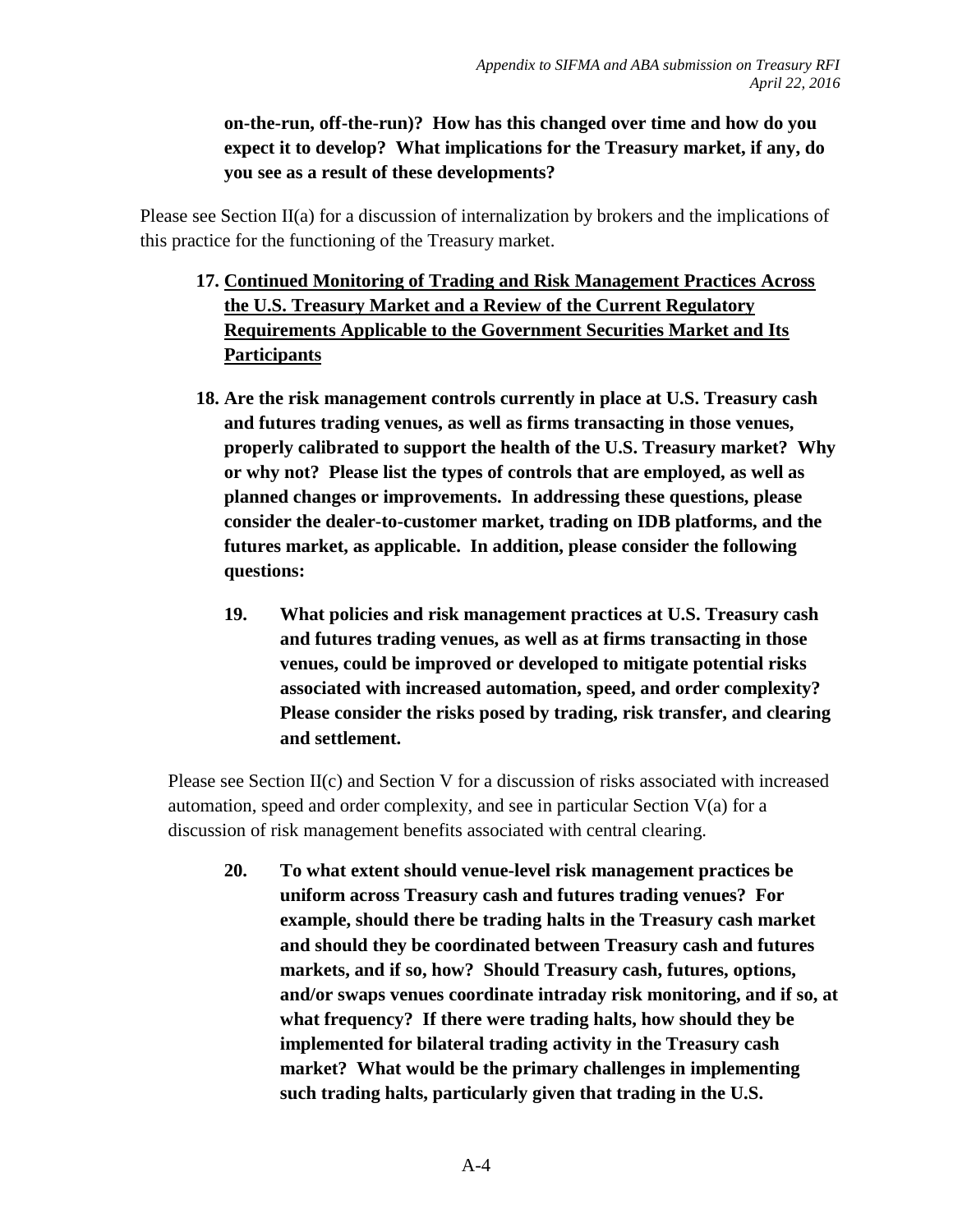**on-the-run, off-the-run)? How has this changed over time and how do you expect it to develop? What implications for the Treasury market, if any, do you see as a result of these developments?**

Please see Section II(a) for a discussion of internalization by brokers and the implications of this practice for the functioning of the Treasury market.

17. **<u>Continued Monitoring of Trading and Risk Management Practices Across the U.S. Treasury Market and a Review of the Current Regulatory Requirements Applicable to the Government Securities Market and Its Participants</u>**

18. **Are the risk management controls currently in place at U.S. Treasury cash and futures trading venues, as well as firms transacting in those venues, properly calibrated to support the health of the U.S. Treasury market? Why or why not? Please list the types of controls that are employed, as well as planned changes or improvements. In addressing these questions, please consider the dealer-to-customer market, trading on IDB platforms, and the futures market, as applicable. In addition, please consider the following questions:**

    19. **What policies and risk management practices at U.S. Treasury cash and futures trading venues, as well as at firms transacting in those venues, could be improved or developed to mitigate potential risks associated with increased automation, speed, and order complexity? Please consider the risks posed by trading, risk transfer, and clearing and settlement.**

    Please see Section II(c) and Section V for a discussion of risks associated with increased automation, speed and order complexity, and see in particular Section V(a) for a discussion of risk management benefits associated with central clearing.

    20. **To what extent should venue-level risk management practices be uniform across Treasury cash and futures trading venues? For example, should there be trading halts in the Treasury cash market and should they be coordinated between Treasury cash and futures markets, and if so, how? Should Treasury cash, futures, options, and/or swaps venues coordinate intraday risk monitoring, and if so, at what frequency? If there were trading halts, how should they be implemented for bilateral trading activity in the Treasury cash market? What would be the primary challenges in implementing such trading halts, particularly given that trading in the U.S.**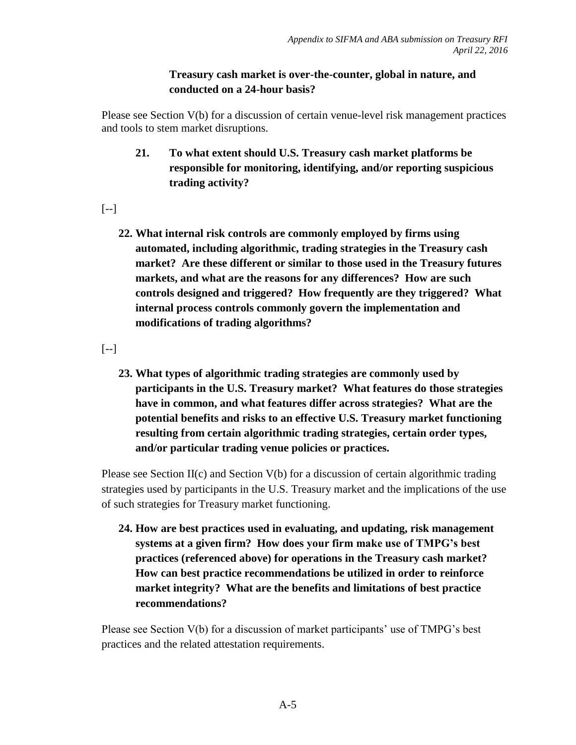**Treasury cash market is over-the-counter, global in nature, and conducted on a 24-hour basis?**

Please see Section V(b) for a discussion of certain venue-level risk management practices and tools to stem market disruptions.

**21. To what extent should U.S. Treasury cash market platforms be responsible for monitoring, identifying, and/or reporting suspicious trading activity?**

[--]

**22. What internal risk controls are commonly employed by firms using automated, including algorithmic, trading strategies in the Treasury cash market? Are these different or similar to those used in the Treasury futures markets, and what are the reasons for any differences? How are such controls designed and triggered? How frequently are they triggered? What internal process controls commonly govern the implementation and modifications of trading algorithms?**

[--]

**23. What types of algorithmic trading strategies are commonly used by participants in the U.S. Treasury market? What features do those strategies have in common, and what features differ across strategies? What are the potential benefits and risks to an effective U.S. Treasury market functioning resulting from certain algorithmic trading strategies, certain order types, and/or particular trading venue policies or practices.**

Please see Section II(c) and Section V(b) for a discussion of certain algorithmic trading strategies used by participants in the U.S. Treasury market and the implications of the use of such strategies for Treasury market functioning.

**24. How are best practices used in evaluating, and updating, risk management systems at a given firm? How does your firm make use of TMPG's best practices (referenced above) for operations in the Treasury cash market? How can best practice recommendations be utilized in order to reinforce market integrity? What are the benefits and limitations of best practice recommendations?**

Please see Section V(b) for a discussion of market participants' use of TMPG's best practices and the related attestation requirements.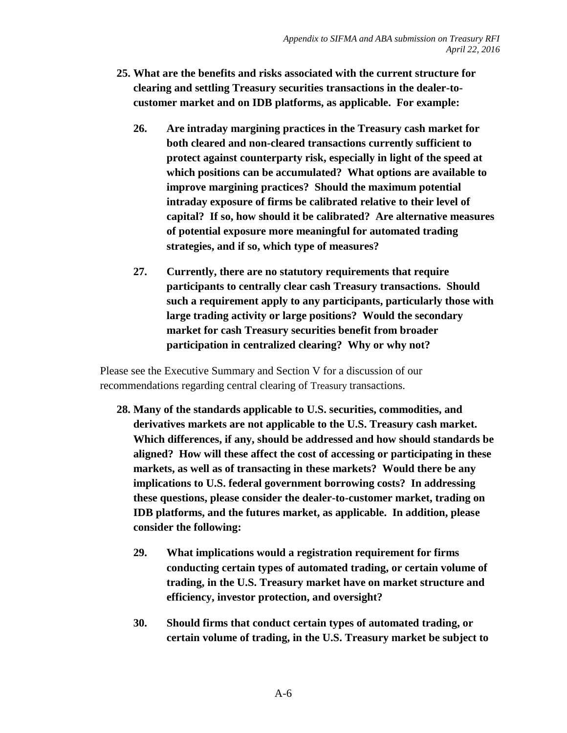**25. What are the benefits and risks associated with the current structure for clearing and settling Treasury securities transactions in the dealer-to-customer market and on IDB platforms, as applicable. For example:**

**26. Are intraday margining practices in the Treasury cash market for both cleared and non-cleared transactions currently sufficient to protect against counterparty risk, especially in light of the speed at which positions can be accumulated? What options are available to improve margining practices? Should the maximum potential intraday exposure of firms be calibrated relative to their level of capital? If so, how should it be calibrated? Are alternative measures of potential exposure more meaningful for automated trading strategies, and if so, which type of measures?**

**27. Currently, there are no statutory requirements that require participants to centrally clear cash Treasury transactions. Should such a requirement apply to any participants, particularly those with large trading activity or large positions? Would the secondary market for cash Treasury securities benefit from broader participation in centralized clearing? Why or why not?**

Please see the Executive Summary and Section V for a discussion of our recommendations regarding central clearing of Treasury transactions.

**28. Many of the standards applicable to U.S. securities, commodities, and derivatives markets are not applicable to the U.S. Treasury cash market. Which differences, if any, should be addressed and how should standards be aligned? How will these affect the cost of accessing or participating in these markets, as well as of transacting in these markets? Would there be any implications to U.S. federal government borrowing costs? In addressing these questions, please consider the dealer-to-customer market, trading on IDB platforms, and the futures market, as applicable. In addition, please consider the following:**

**29. What implications would a registration requirement for firms conducting certain types of automated trading, or certain volume of trading, in the U.S. Treasury market have on market structure and efficiency, investor protection, and oversight?**

**30. Should firms that conduct certain types of automated trading, or certain volume of trading, in the U.S. Treasury market be subject to**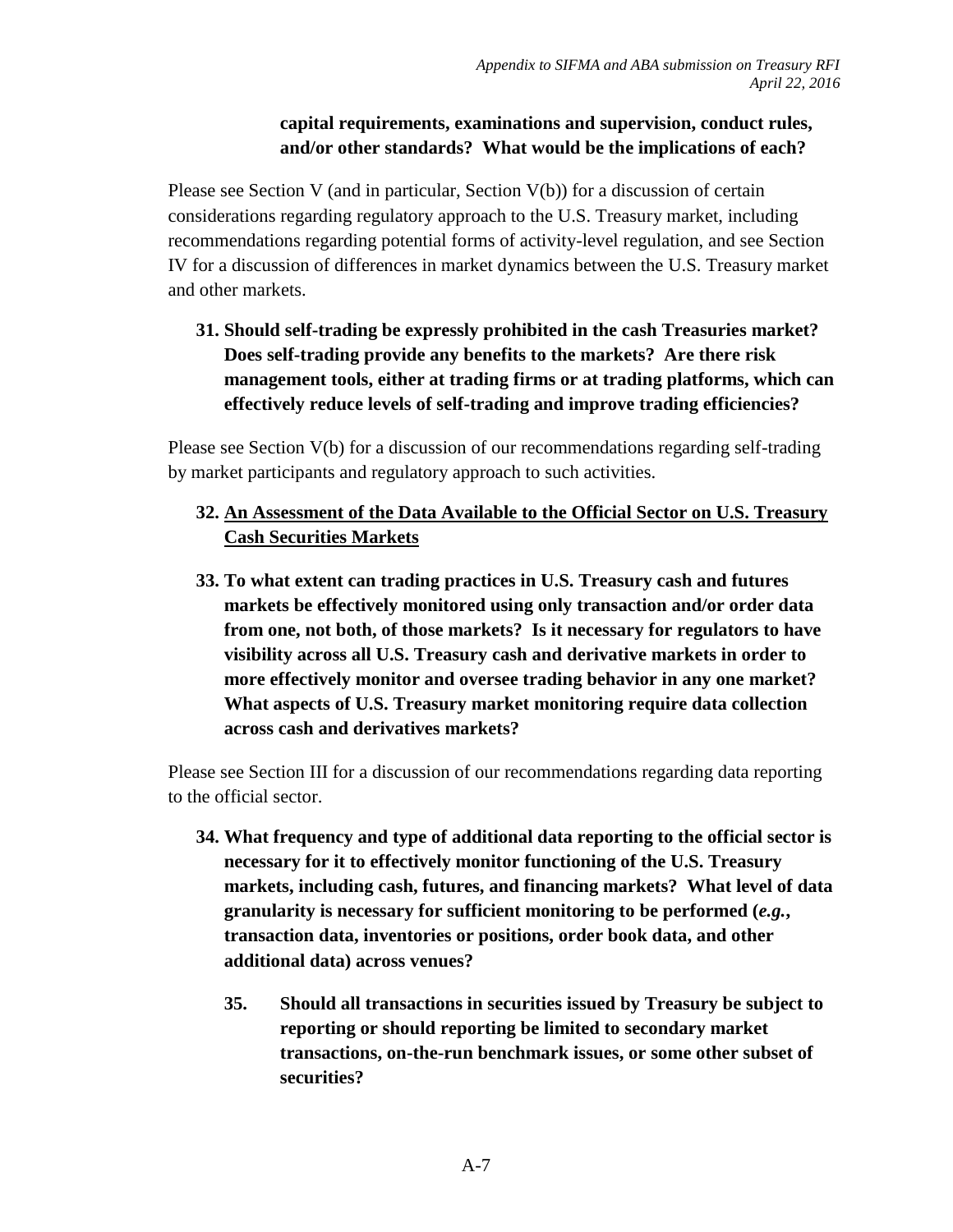**capital requirements, examinations and supervision, conduct rules, and/or other standards? What would be the implications of each?**

Please see Section V (and in particular, Section V(b)) for a discussion of certain considerations regarding regulatory approach to the U.S. Treasury market, including recommendations regarding potential forms of activity-level regulation, and see Section IV for a discussion of differences in market dynamics between the U.S. Treasury market and other markets.

**31. Should self-trading be expressly prohibited in the cash Treasuries market? Does self-trading provide any benefits to the markets? Are there risk management tools, either at trading firms or at trading platforms, which can effectively reduce levels of self-trading and improve trading efficiencies?**

Please see Section V(b) for a discussion of our recommendations regarding self-trading by market participants and regulatory approach to such activities.

**32. <u>An Assessment of the Data Available to the Official Sector on U.S. Treasury Cash Securities Markets</u>**

**33. To what extent can trading practices in U.S. Treasury cash and futures markets be effectively monitored using only transaction and/or order data from one, not both, of those markets? Is it necessary for regulators to have visibility across all U.S. Treasury cash and derivative markets in order to more effectively monitor and oversee trading behavior in any one market? What aspects of U.S. Treasury market monitoring require data collection across cash and derivatives markets?**

Please see Section III for a discussion of our recommendations regarding data reporting to the official sector.

**34. What frequency and type of additional data reporting to the official sector is necessary for it to effectively monitor functioning of the U.S. Treasury markets, including cash, futures, and financing markets? What level of data granularity is necessary for sufficient monitoring to be performed (*e.g.*, transaction data, inventories or positions, order book data, and other additional data) across venues?**

**35. Should all transactions in securities issued by Treasury be subject to reporting or should reporting be limited to secondary market transactions, on-the-run benchmark issues, or some other subset of securities?**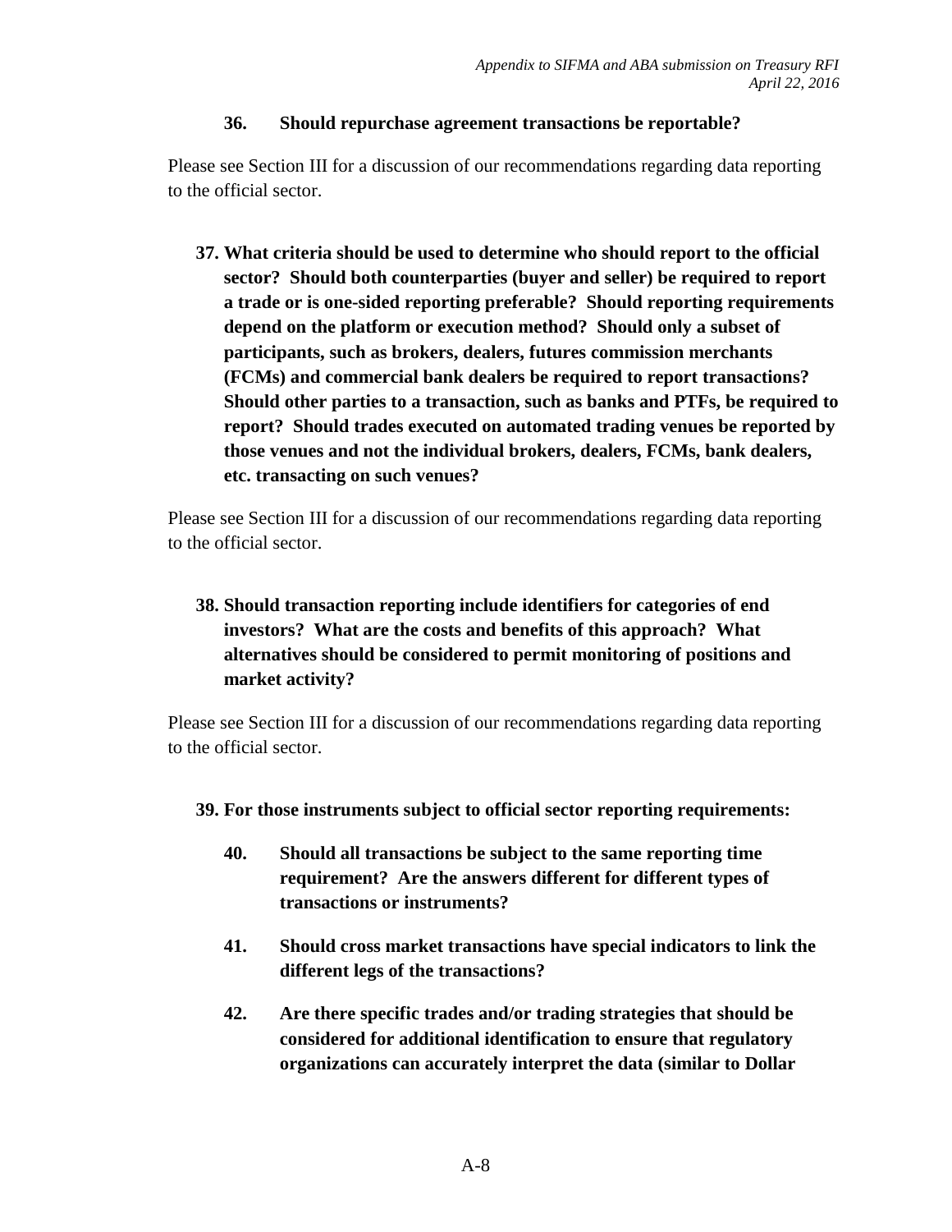**36. Should repurchase agreement transactions be reportable?**

Please see Section III for a discussion of our recommendations regarding data reporting to the official sector.

**37. What criteria should be used to determine who should report to the official sector? Should both counterparties (buyer and seller) be required to report a trade or is one-sided reporting preferable? Should reporting requirements depend on the platform or execution method? Should only a subset of participants, such as brokers, dealers, futures commission merchants (FCMs) and commercial bank dealers be required to report transactions? Should other parties to a transaction, such as banks and PTFs, be required to report? Should trades executed on automated trading venues be reported by those venues and not the individual brokers, dealers, FCMs, bank dealers, etc. transacting on such venues?**

Please see Section III for a discussion of our recommendations regarding data reporting to the official sector.

**38. Should transaction reporting include identifiers for categories of end investors? What are the costs and benefits of this approach? What alternatives should be considered to permit monitoring of positions and market activity?**

Please see Section III for a discussion of our recommendations regarding data reporting to the official sector.

**39. For those instruments subject to official sector reporting requirements:**

**40. Should all transactions be subject to the same reporting time requirement? Are the answers different for different types of transactions or instruments?**

**41. Should cross market transactions have special indicators to link the different legs of the transactions?**

**42. Are there specific trades and/or trading strategies that should be considered for additional identification to ensure that regulatory organizations can accurately interpret the data (similar to Dollar**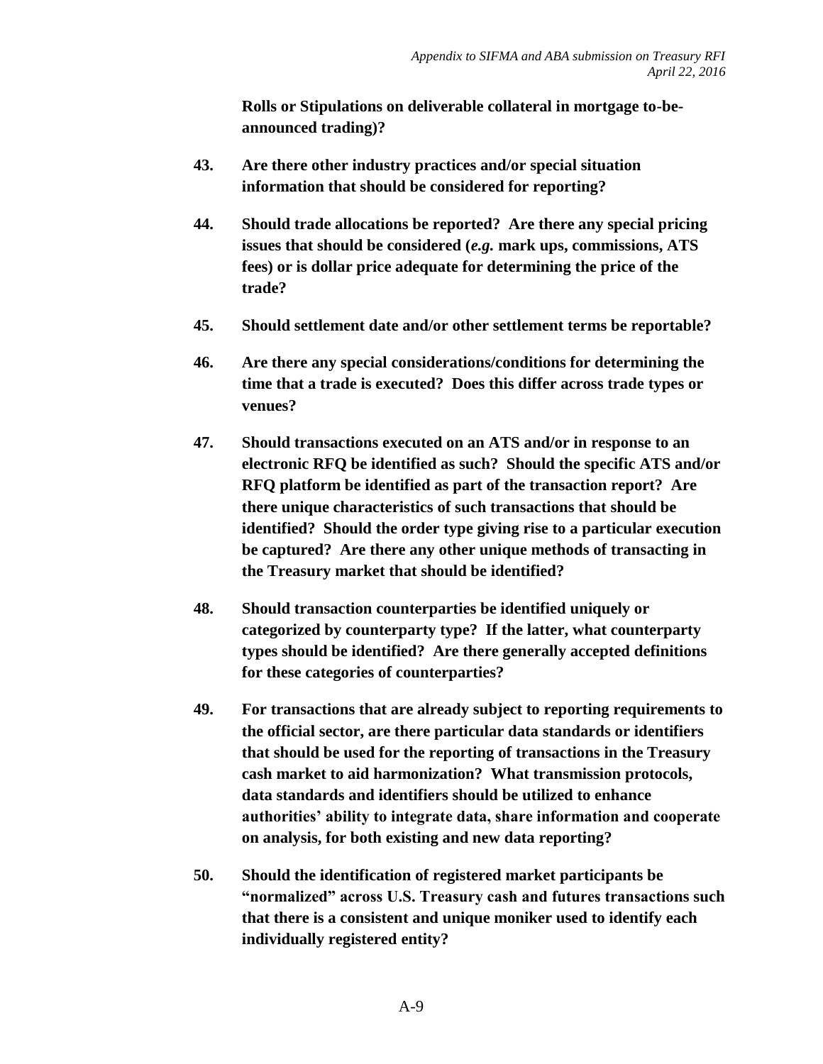**Rolls or Stipulations on deliverable collateral in mortgage to-be-announced trading)?**

**43. Are there other industry practices and/or special situation information that should be considered for reporting?**

**44. Should trade allocations be reported? Are there any special pricing issues that should be considered (*e.g.* mark ups, commissions, ATS fees) or is dollar price adequate for determining the price of the trade?**

**45. Should settlement date and/or other settlement terms be reportable?**

**46. Are there any special considerations/conditions for determining the time that a trade is executed? Does this differ across trade types or venues?**

**47. Should transactions executed on an ATS and/or in response to an electronic RFQ be identified as such? Should the specific ATS and/or RFQ platform be identified as part of the transaction report? Are there unique characteristics of such transactions that should be identified? Should the order type giving rise to a particular execution be captured? Are there any other unique methods of transacting in the Treasury market that should be identified?**

**48. Should transaction counterparties be identified uniquely or categorized by counterparty type? If the latter, what counterparty types should be identified? Are there generally accepted definitions for these categories of counterparties?**

**49. For transactions that are already subject to reporting requirements to the official sector, are there particular data standards or identifiers that should be used for the reporting of transactions in the Treasury cash market to aid harmonization? What transmission protocols, data standards and identifiers should be utilized to enhance authorities' ability to integrate data, share information and cooperate on analysis, for both existing and new data reporting?**

**50. Should the identification of registered market participants be "normalized" across U.S. Treasury cash and futures transactions such that there is a consistent and unique moniker used to identify each individually registered entity?**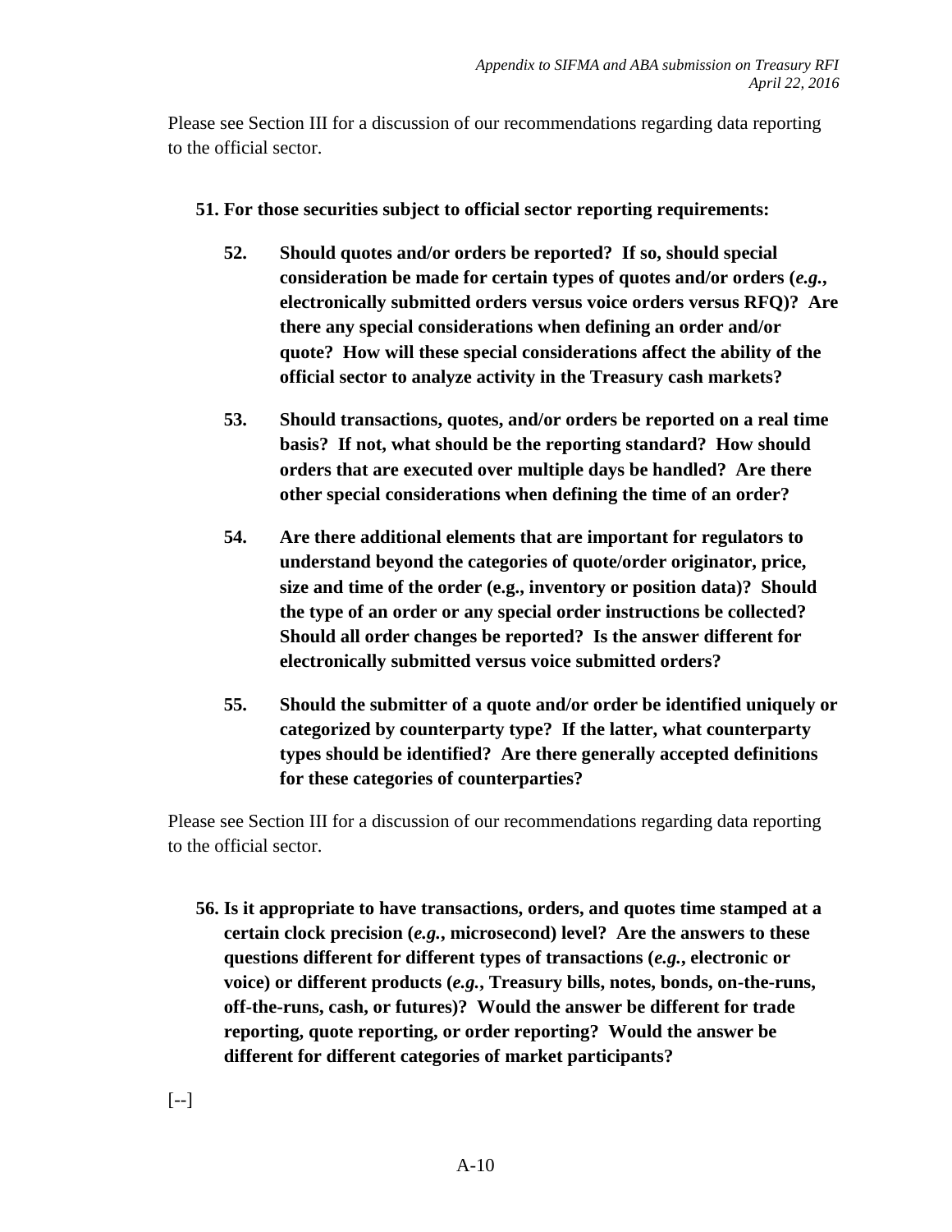Please see Section III for a discussion of our recommendations regarding data reporting to the official sector.

**51. For those securities subject to official sector reporting requirements:**

**52. Should quotes and/or orders be reported? If so, should special consideration be made for certain types of quotes and/or orders (*e.g.*, electronically submitted orders versus voice orders versus RFQ)? Are there any special considerations when defining an order and/or quote? How will these special considerations affect the ability of the official sector to analyze activity in the Treasury cash markets?**

**53. Should transactions, quotes, and/or orders be reported on a real time basis? If not, what should be the reporting standard? How should orders that are executed over multiple days be handled? Are there other special considerations when defining the time of an order?**

**54. Are there additional elements that are important for regulators to understand beyond the categories of quote/order originator, price, size and time of the order (e.g., inventory or position data)? Should the type of an order or any special order instructions be collected? Should all order changes be reported? Is the answer different for electronically submitted versus voice submitted orders?**

**55. Should the submitter of a quote and/or order be identified uniquely or categorized by counterparty type? If the latter, what counterparty types should be identified? Are there generally accepted definitions for these categories of counterparties?**

Please see Section III for a discussion of our recommendations regarding data reporting to the official sector.

**56. Is it appropriate to have transactions, orders, and quotes time stamped at a certain clock precision (*e.g.*, microsecond) level? Are the answers to these questions different for different types of transactions (*e.g.*, electronic or voice) or different products (*e.g.*, Treasury bills, notes, bonds, on-the-runs, off-the-runs, cash, or futures)? Would the answer be different for trade reporting, quote reporting, or order reporting? Would the answer be different for different categories of market participants?**

[--]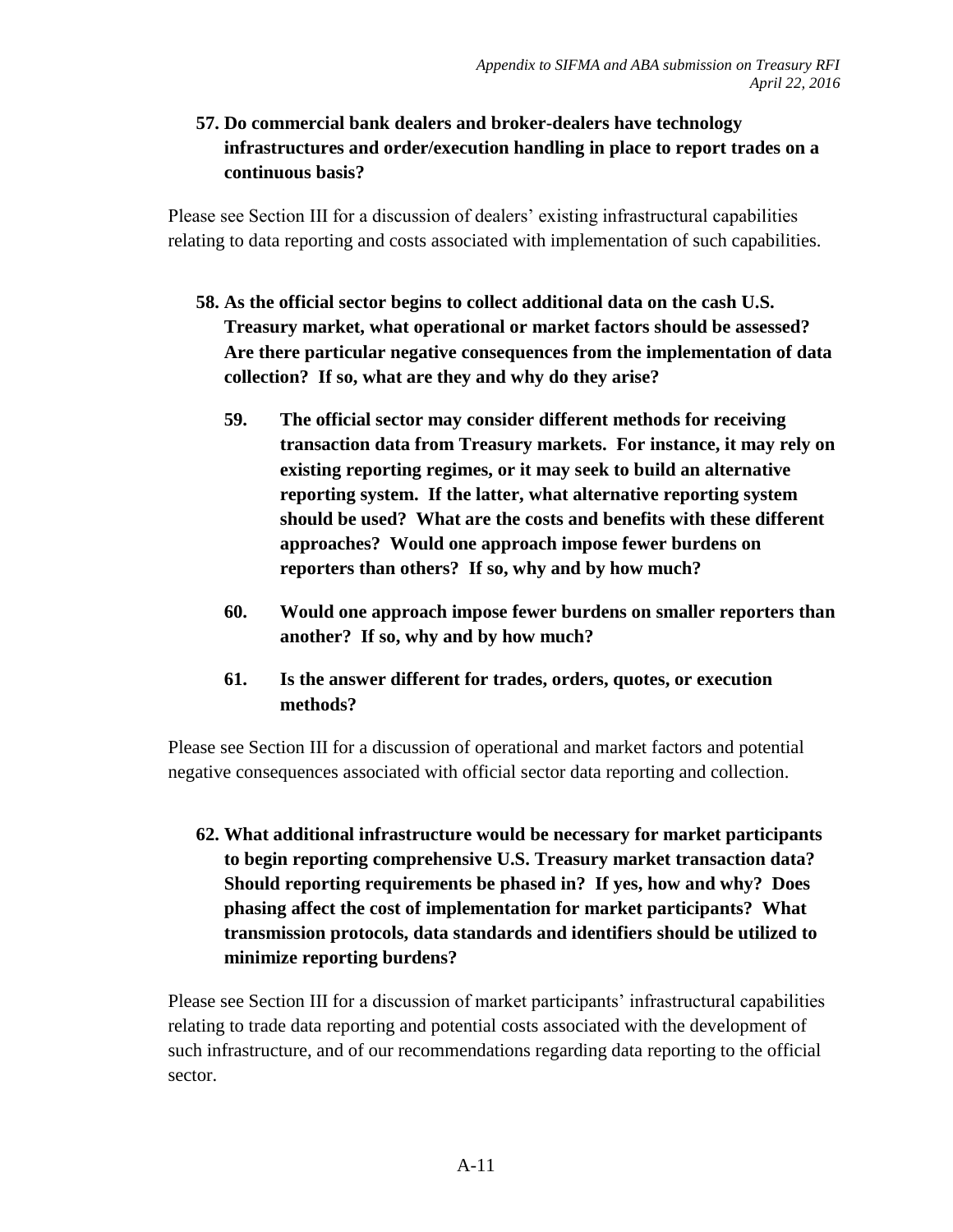**57. Do commercial bank dealers and broker-dealers have technology infrastructures and order/execution handling in place to report trades on a continuous basis?**

Please see Section III for a discussion of dealers' existing infrastructural capabilities relating to data reporting and costs associated with implementation of such capabilities.

**58. As the official sector begins to collect additional data on the cash U.S. Treasury market, what operational or market factors should be assessed? Are there particular negative consequences from the implementation of data collection? If so, what are they and why do they arise?**

**59. The official sector may consider different methods for receiving transaction data from Treasury markets. For instance, it may rely on existing reporting regimes, or it may seek to build an alternative reporting system. If the latter, what alternative reporting system should be used? What are the costs and benefits with these different approaches? Would one approach impose fewer burdens on reporters than others? If so, why and by how much?**

**60. Would one approach impose fewer burdens on smaller reporters than another? If so, why and by how much?**

**61. Is the answer different for trades, orders, quotes, or execution methods?**

Please see Section III for a discussion of operational and market factors and potential negative consequences associated with official sector data reporting and collection.

**62. What additional infrastructure would be necessary for market participants to begin reporting comprehensive U.S. Treasury market transaction data? Should reporting requirements be phased in? If yes, how and why? Does phasing affect the cost of implementation for market participants? What transmission protocols, data standards and identifiers should be utilized to minimize reporting burdens?**

Please see Section III for a discussion of market participants' infrastructural capabilities relating to trade data reporting and potential costs associated with the development of such infrastructure, and of our recommendations regarding data reporting to the official sector.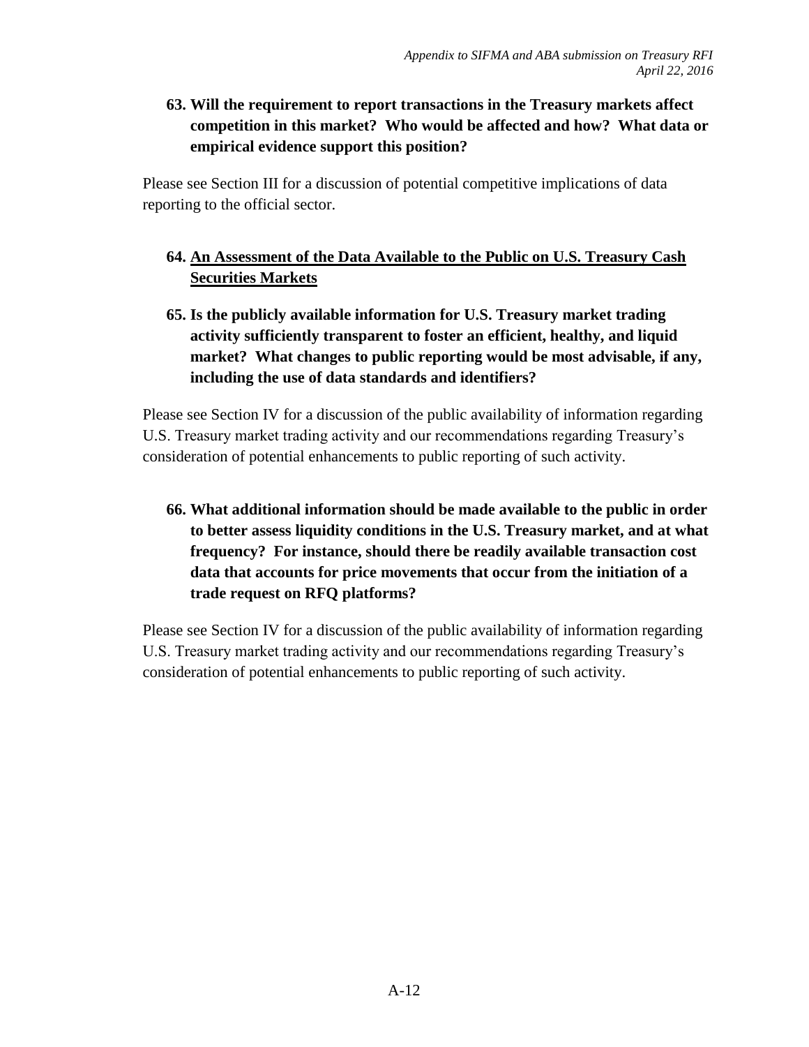**63. Will the requirement to report transactions in the Treasury markets affect competition in this market? Who would be affected and how? What data or empirical evidence support this position?**

Please see Section III for a discussion of potential competitive implications of data reporting to the official sector.

**64. <u>An Assessment of the Data Available to the Public on U.S. Treasury Cash Securities Markets</u>**

**65. Is the publicly available information for U.S. Treasury market trading activity sufficiently transparent to foster an efficient, healthy, and liquid market? What changes to public reporting would be most advisable, if any, including the use of data standards and identifiers?**

Please see Section IV for a discussion of the public availability of information regarding U.S. Treasury market trading activity and our recommendations regarding Treasury's consideration of potential enhancements to public reporting of such activity.

**66. What additional information should be made available to the public in order to better assess liquidity conditions in the U.S. Treasury market, and at what frequency? For instance, should there be readily available transaction cost data that accounts for price movements that occur from the initiation of a trade request on RFQ platforms?**

Please see Section IV for a discussion of the public availability of information regarding U.S. Treasury market trading activity and our recommendations regarding Treasury's consideration of potential enhancements to public reporting of such activity.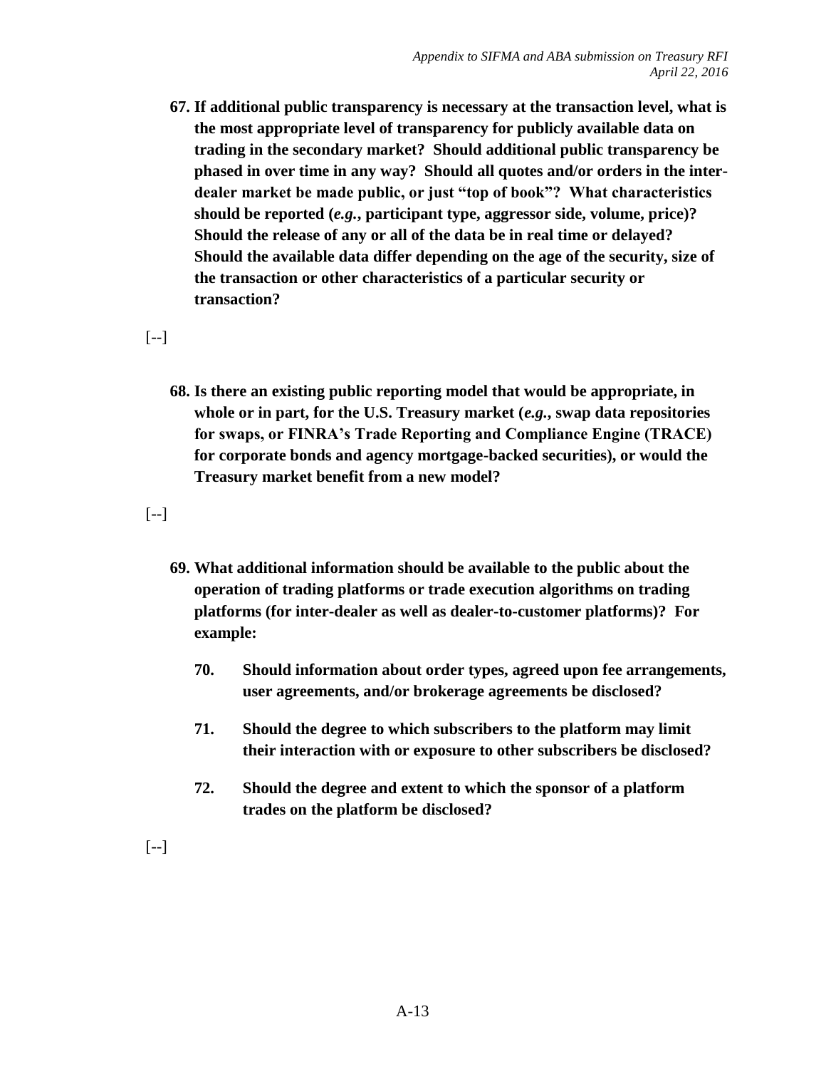**67. If additional public transparency is necessary at the transaction level, what is the most appropriate level of transparency for publicly available data on trading in the secondary market? Should additional public transparency be phased in over time in any way? Should all quotes and/or orders in the inter-dealer market be made public, or just "top of book"? What characteristics should be reported (*e.g.*, participant type, aggressor side, volume, price)? Should the release of any or all of the data be in real time or delayed? Should the available data differ depending on the age of the security, size of the transaction or other characteristics of a particular security or transaction?**

[--]

**68. Is there an existing public reporting model that would be appropriate, in whole or in part, for the U.S. Treasury market (*e.g.*, swap data repositories for swaps, or FINRA's Trade Reporting and Compliance Engine (TRACE) for corporate bonds and agency mortgage-backed securities), or would the Treasury market benefit from a new model?**

[--]

**69. What additional information should be available to the public about the operation of trading platforms or trade execution algorithms on trading platforms (for inter-dealer as well as dealer-to-customer platforms)? For example:**

**70. Should information about order types, agreed upon fee arrangements, user agreements, and/or brokerage agreements be disclosed?**

**71. Should the degree to which subscribers to the platform may limit their interaction with or exposure to other subscribers be disclosed?**

**72. Should the degree and extent to which the sponsor of a platform trades on the platform be disclosed?**

[--]